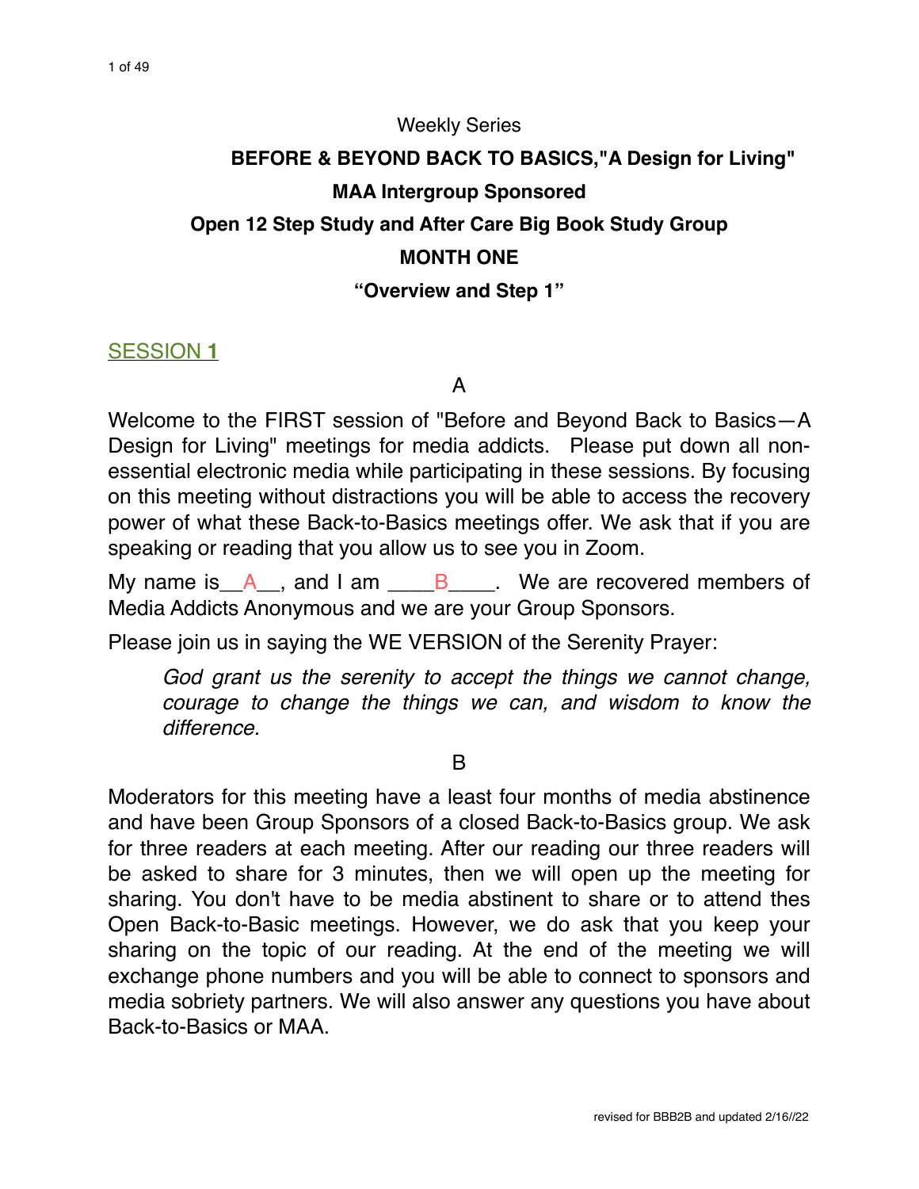Weekly Series

**BEFORE & BEYOND BACK TO BASICS,"A Design for Living"**

**MAA Intergroup Sponsored**

**Open 12 Step Study and After Care Big Book Study Group**

**MONTH ONE**

**"Overview and Step 1"**

## SESSION **1**

A

Welcome to the FIRST session of "Before and Beyond Back to Basics—A Design for Living" meetings for media addicts. Please put down all non-essential electronic media while participating in these sessions. By focusing on this meeting without distractions you will be able to access the recovery power of what these Back-to-Basics meetings offer. We ask that if you are speaking or reading that you allow us to see you in Zoom.

My name is__A__, and I am ____B____. We are recovered members of Media Addicts Anonymous and we are your Group Sponsors.

Please join us in saying the WE VERSION of the Serenity Prayer:

> *God grant us the serenity to accept the things we cannot change, courage to change the things we can, and wisdom to know the difference.*

B

Moderators for this meeting have a least four months of media abstinence and have been Group Sponsors of a closed Back-to-Basics group. We ask for three readers at each meeting. After our reading our three readers will be asked to share for 3 minutes, then we will open up the meeting for sharing. You don't have to be media abstinent to share or to attend thes Open Back-to-Basic meetings. However, we do ask that you keep your sharing on the topic of our reading. At the end of the meeting we will exchange phone numbers and you will be able to connect to sponsors and media sobriety partners. We will also answer any questions you have about Back-to-Basics or MAA.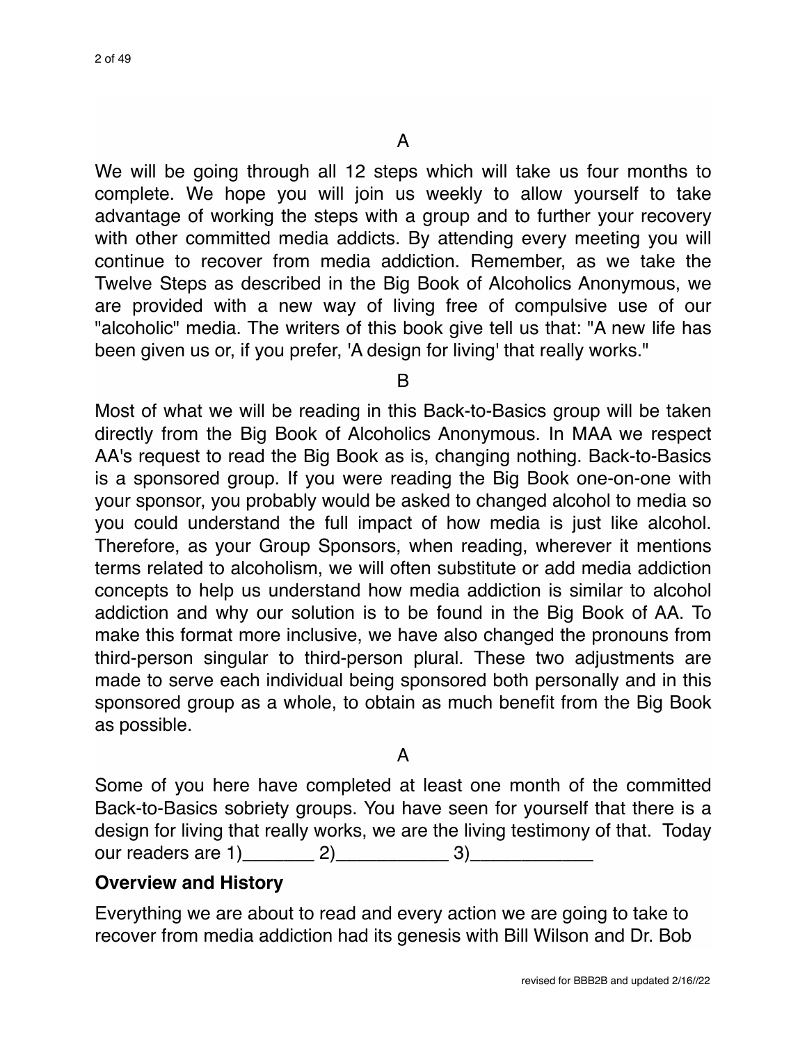A

We will be going through all 12 steps which will take us four months to complete. We hope you will join us weekly to allow yourself to take advantage of working the steps with a group and to further your recovery with other committed media addicts. By attending every meeting you will continue to recover from media addiction. Remember, as we take the Twelve Steps as described in the Big Book of Alcoholics Anonymous, we are provided with a new way of living free of compulsive use of our "alcoholic" media. The writers of this book give tell us that: "A new life has been given us or, if you prefer, 'A design for living' that really works."

B

Most of what we will be reading in this Back-to-Basics group will be taken directly from the Big Book of Alcoholics Anonymous. In MAA we respect AA's request to read the Big Book as is, changing nothing. Back-to-Basics is a sponsored group. If you were reading the Big Book one-on-one with your sponsor, you probably would be asked to changed alcohol to media so you could understand the full impact of how media is just like alcohol. Therefore, as your Group Sponsors, when reading, wherever it mentions terms related to alcoholism, we will often substitute or add media addiction concepts to help us understand how media addiction is similar to alcohol addiction and why our solution is to be found in the Big Book of AA. To make this format more inclusive, we have also changed the pronouns from third-person singular to third-person plural. These two adjustments are made to serve each individual being sponsored both personally and in this sponsored group as a whole, to obtain as much benefit from the Big Book as possible.

A

Some of you here have completed at least one month of the committed Back-to-Basics sobriety groups. You have seen for yourself that there is a design for living that really works, we are the living testimony of that. Today our readers are 1)_______ 2)___________ 3)____________

## Overview and History

Everything we are about to read and every action we are going to take to recover from media addiction had its genesis with Bill Wilson and Dr. Bob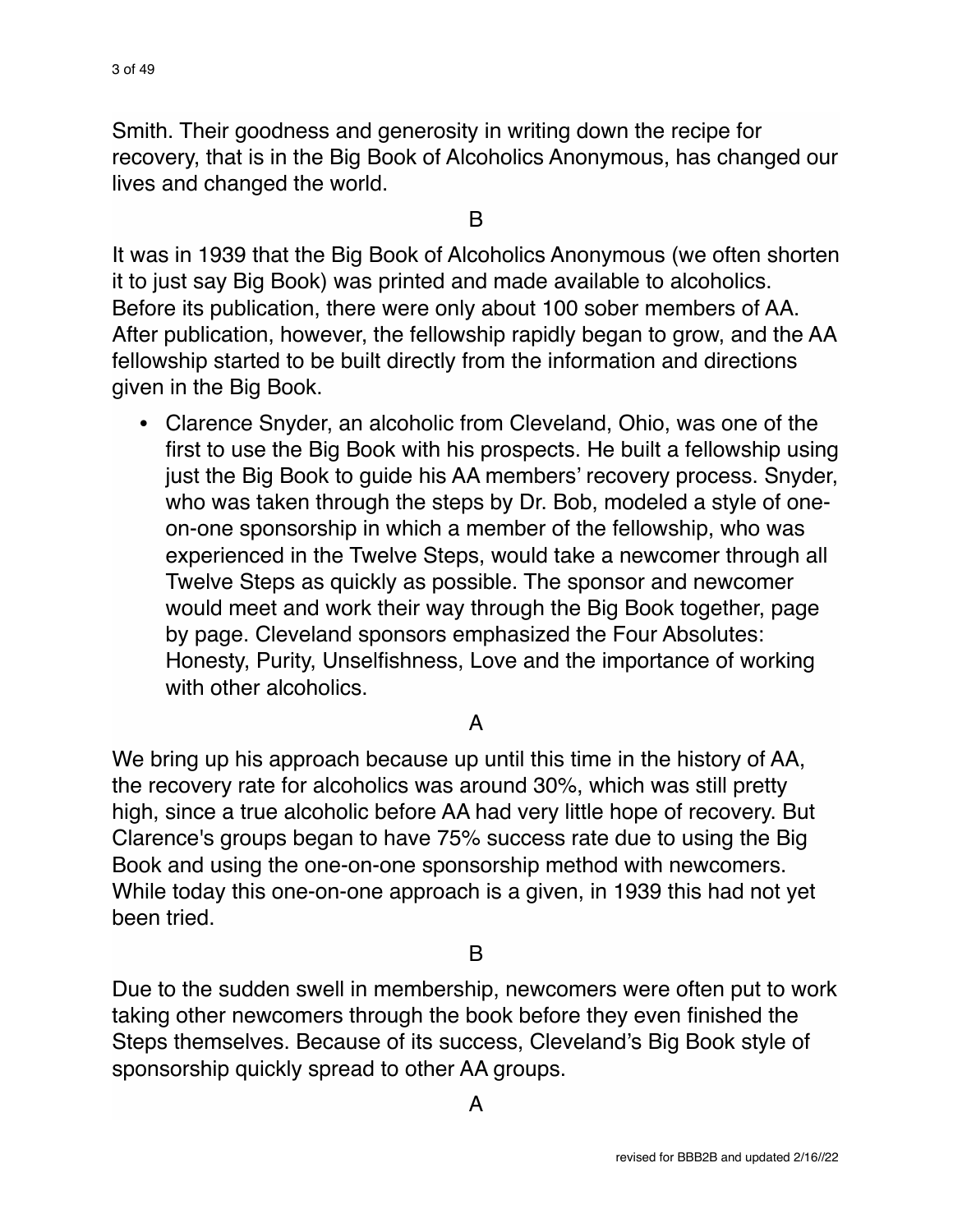Smith. Their goodness and generosity in writing down the recipe for recovery, that is in the Big Book of Alcoholics Anonymous, has changed our lives and changed the world.

B

It was in 1939 that the Big Book of Alcoholics Anonymous (we often shorten it to just say Big Book) was printed and made available to alcoholics. Before its publication, there were only about 100 sober members of AA. After publication, however, the fellowship rapidly began to grow, and the AA fellowship started to be built directly from the information and directions given in the Big Book.

- Clarence Snyder, an alcoholic from Cleveland, Ohio, was one of the first to use the Big Book with his prospects. He built a fellowship using just the Big Book to guide his AA members' recovery process. Snyder, who was taken through the steps by Dr. Bob, modeled a style of one-on-one sponsorship in which a member of the fellowship, who was experienced in the Twelve Steps, would take a newcomer through all Twelve Steps as quickly as possible. The sponsor and newcomer would meet and work their way through the Big Book together, page by page. Cleveland sponsors emphasized the Four Absolutes: Honesty, Purity, Unselfishness, Love and the importance of working with other alcoholics.

A

We bring up his approach because up until this time in the history of AA, the recovery rate for alcoholics was around 30%, which was still pretty high, since a true alcoholic before AA had very little hope of recovery. But Clarence's groups began to have 75% success rate due to using the Big Book and using the one-on-one sponsorship method with newcomers. While today this one-on-one approach is a given, in 1939 this had not yet been tried.

B

Due to the sudden swell in membership, newcomers were often put to work taking other newcomers through the book before they even finished the Steps themselves. Because of its success, Cleveland's Big Book style of sponsorship quickly spread to other AA groups.

A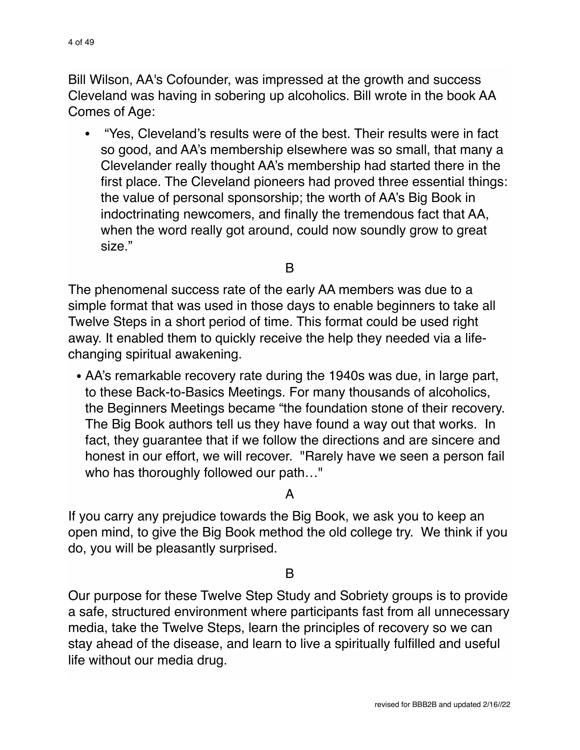Bill Wilson, AA's Cofounder, was impressed at the growth and success Cleveland was having in sobering up alcoholics. Bill wrote in the book AA Comes of Age:

- "Yes, Cleveland's results were of the best. Their results were in fact so good, and AA's membership elsewhere was so small, that many a Clevelander really thought AA's membership had started there in the first place. The Cleveland pioneers had proved three essential things: the value of personal sponsorship; the worth of AA's Big Book in indoctrinating newcomers, and finally the tremendous fact that AA, when the word really got around, could now soundly grow to great size."

B

The phenomenal success rate of the early AA members was due to a simple format that was used in those days to enable beginners to take all Twelve Steps in a short period of time. This format could be used right away. It enabled them to quickly receive the help they needed via a life-changing spiritual awakening.

- AA's remarkable recovery rate during the 1940s was due, in large part, to these Back-to-Basics Meetings. For many thousands of alcoholics, the Beginners Meetings became "the foundation stone of their recovery. The Big Book authors tell us they have found a way out that works. In fact, they guarantee that if we follow the directions and are sincere and honest in our effort, we will recover. "Rarely have we seen a person fail who has thoroughly followed our path…"

A

If you carry any prejudice towards the Big Book, we ask you to keep an open mind, to give the Big Book method the old college try. We think if you do, you will be pleasantly surprised.

B

Our purpose for these Twelve Step Study and Sobriety groups is to provide a safe, structured environment where participants fast from all unnecessary media, take the Twelve Steps, learn the principles of recovery so we can stay ahead of the disease, and learn to live a spiritually fulfilled and useful life without our media drug.

revised for BBB2B and updated 2/16//22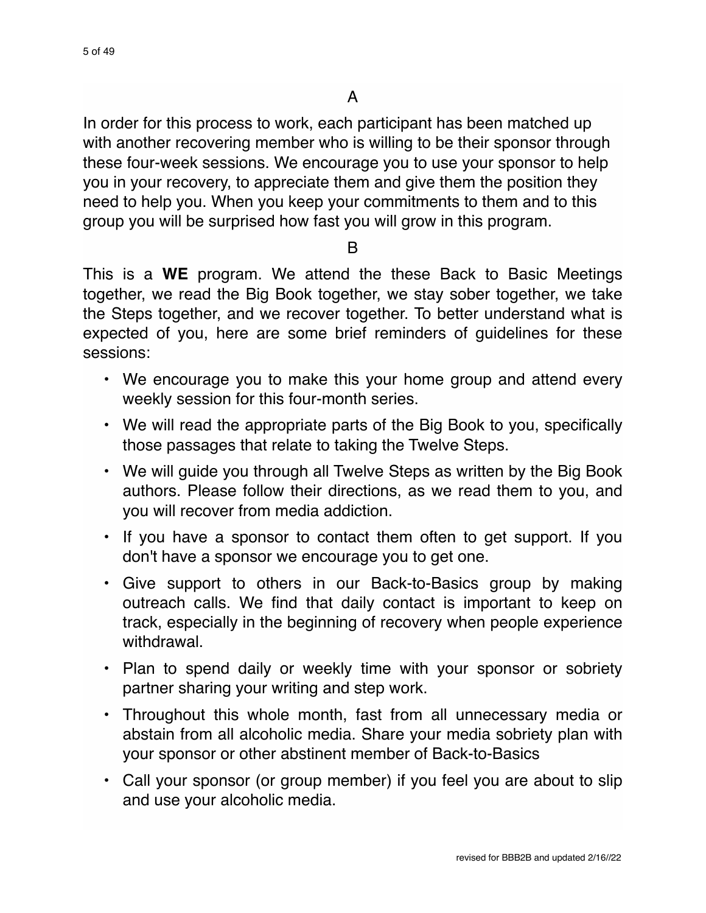A

In order for this process to work, each participant has been matched up with another recovering member who is willing to be their sponsor through these four-week sessions. We encourage you to use your sponsor to help you in your recovery, to appreciate them and give them the position they need to help you. When you keep your commitments to them and to this group you will be surprised how fast you will grow in this program.

B

This is a **WE** program. We attend the these Back to Basic Meetings together, we read the Big Book together, we stay sober together, we take the Steps together, and we recover together. To better understand what is expected of you, here are some brief reminders of guidelines for these sessions:

- We encourage you to make this your home group and attend every weekly session for this four-month series.
- We will read the appropriate parts of the Big Book to you, specifically those passages that relate to taking the Twelve Steps.
- We will guide you through all Twelve Steps as written by the Big Book authors. Please follow their directions, as we read them to you, and you will recover from media addiction.
- If you have a sponsor to contact them often to get support. If you don't have a sponsor we encourage you to get one.
- Give support to others in our Back-to-Basics group by making outreach calls. We find that daily contact is important to keep on track, especially in the beginning of recovery when people experience withdrawal.
- Plan to spend daily or weekly time with your sponsor or sobriety partner sharing your writing and step work.
- Throughout this whole month, fast from all unnecessary media or abstain from all alcoholic media. Share your media sobriety plan with your sponsor or other abstinent member of Back-to-Basics
- Call your sponsor (or group member) if you feel you are about to slip and use your alcoholic media.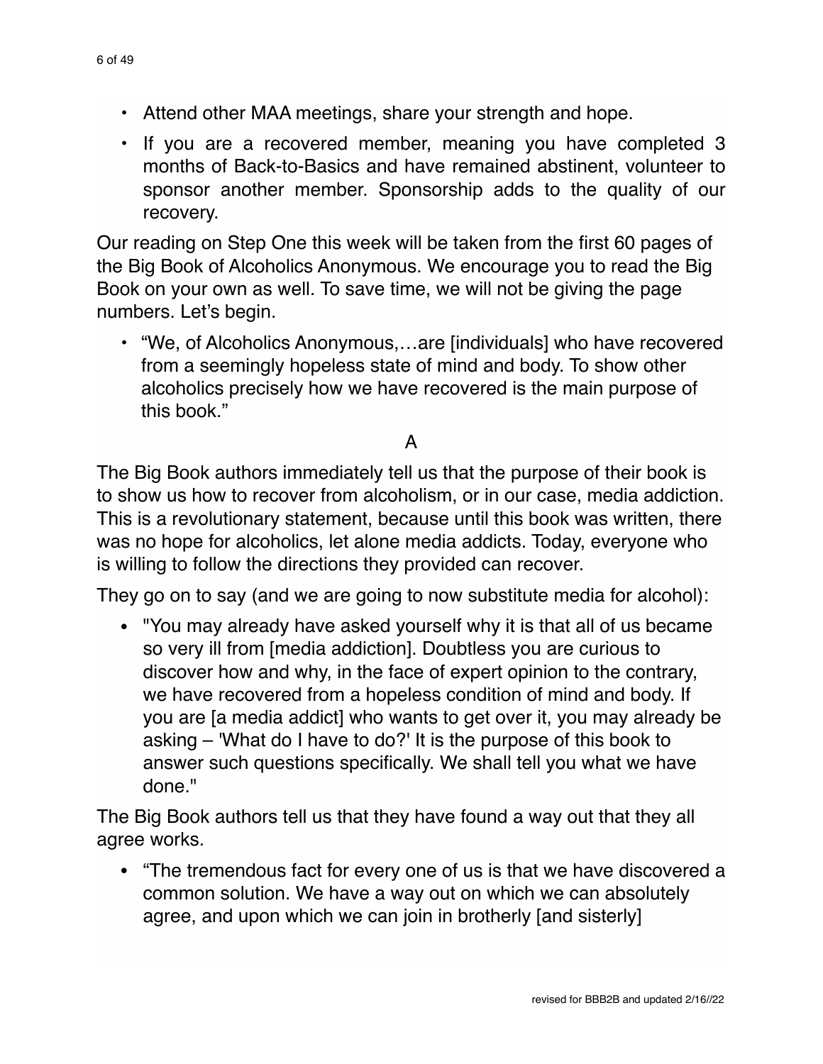- Attend other MAA meetings, share your strength and hope.
- If you are a recovered member, meaning you have completed 3 months of Back-to-Basics and have remained abstinent, volunteer to sponsor another member. Sponsorship adds to the quality of our recovery.

Our reading on Step One this week will be taken from the first 60 pages of the Big Book of Alcoholics Anonymous. We encourage you to read the Big Book on your own as well. To save time, we will not be giving the page numbers. Let's begin.

- "We, of Alcoholics Anonymous,…are [individuals] who have recovered from a seemingly hopeless state of mind and body. To show other alcoholics precisely how we have recovered is the main purpose of this book."

A

The Big Book authors immediately tell us that the purpose of their book is to show us how to recover from alcoholism, or in our case, media addiction. This is a revolutionary statement, because until this book was written, there was no hope for alcoholics, let alone media addicts. Today, everyone who is willing to follow the directions they provided can recover.

They go on to say (and we are going to now substitute media for alcohol):

- "You may already have asked yourself why it is that all of us became so very ill from [media addiction]. Doubtless you are curious to discover how and why, in the face of expert opinion to the contrary, we have recovered from a hopeless condition of mind and body. If you are [a media addict] who wants to get over it, you may already be asking – 'What do I have to do?' It is the purpose of this book to answer such questions specifically. We shall tell you what we have done."

The Big Book authors tell us that they have found a way out that they all agree works.

- "The tremendous fact for every one of us is that we have discovered a common solution. We have a way out on which we can absolutely agree, and upon which we can join in brotherly [and sisterly]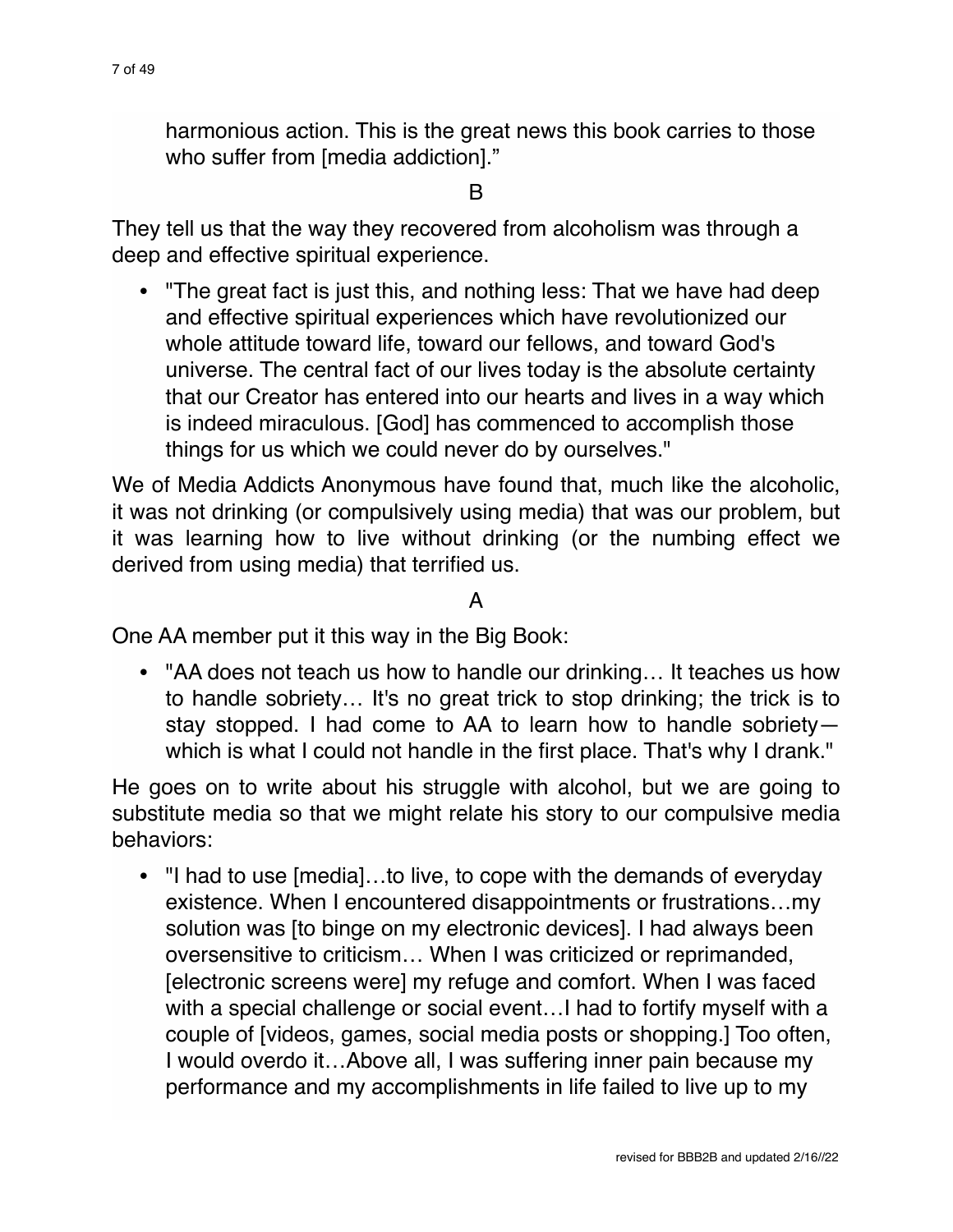harmonious action. This is the great news this book carries to those who suffer from [media addiction]."

B

They tell us that the way they recovered from alcoholism was through a deep and effective spiritual experience.

- "The great fact is just this, and nothing less: That we have had deep and effective spiritual experiences which have revolutionized our whole attitude toward life, toward our fellows, and toward God's universe. The central fact of our lives today is the absolute certainty that our Creator has entered into our hearts and lives in a way which is indeed miraculous. [God] has commenced to accomplish those things for us which we could never do by ourselves."

We of Media Addicts Anonymous have found that, much like the alcoholic, it was not drinking (or compulsively using media) that was our problem, but it was learning how to live without drinking (or the numbing effect we derived from using media) that terrified us.

A

One AA member put it this way in the Big Book:

- "AA does not teach us how to handle our drinking… It teaches us how to handle sobriety… It's no great trick to stop drinking; the trick is to stay stopped. I had come to AA to learn how to handle sobriety—which is what I could not handle in the first place. That's why I drank."

He goes on to write about his struggle with alcohol, but we are going to substitute media so that we might relate his story to our compulsive media behaviors:

- "I had to use [media]…to live, to cope with the demands of everyday existence. When I encountered disappointments or frustrations…my solution was [to binge on my electronic devices]. I had always been oversensitive to criticism… When I was criticized or reprimanded, [electronic screens were] my refuge and comfort. When I was faced with a special challenge or social event…I had to fortify myself with a couple of [videos, games, social media posts or shopping.] Too often, I would overdo it…Above all, I was suffering inner pain because my performance and my accomplishments in life failed to live up to my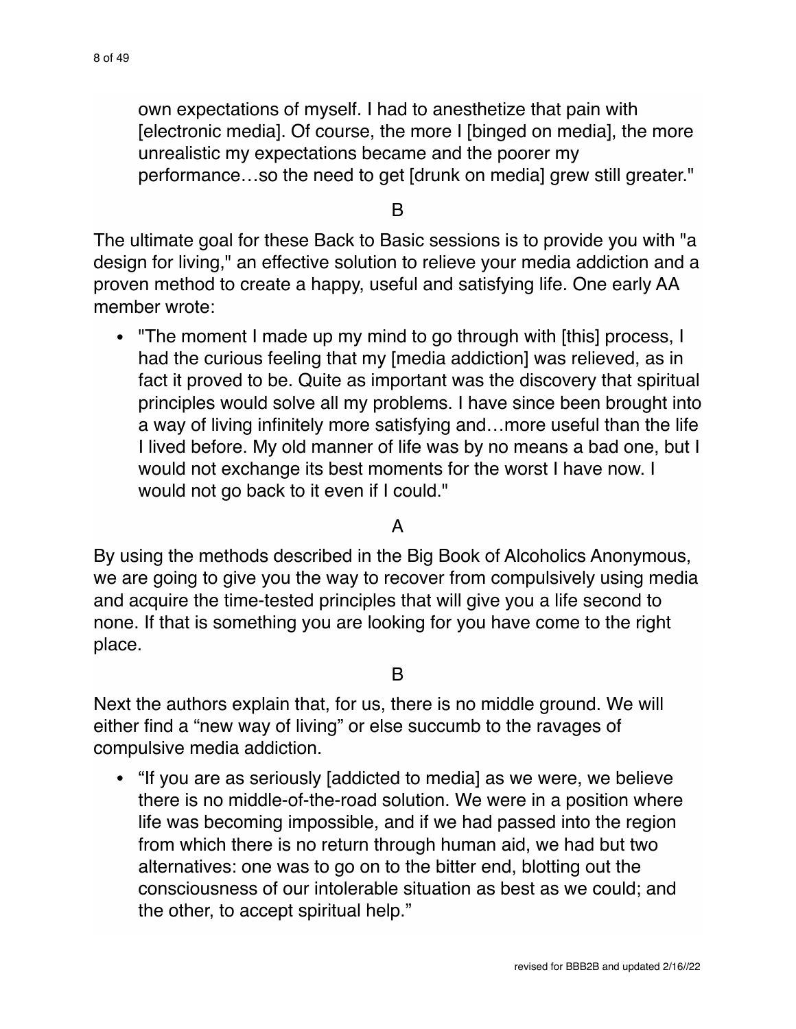own expectations of myself. I had to anesthetize that pain with [electronic media]. Of course, the more I [binged on media], the more unrealistic my expectations became and the poorer my performance…so the need to get [drunk on media] grew still greater."

B

The ultimate goal for these Back to Basic sessions is to provide you with "a design for living," an effective solution to relieve your media addiction and a proven method to create a happy, useful and satisfying life. One early AA member wrote:

- "The moment I made up my mind to go through with [this] process, I had the curious feeling that my [media addiction] was relieved, as in fact it proved to be. Quite as important was the discovery that spiritual principles would solve all my problems. I have since been brought into a way of living infinitely more satisfying and…more useful than the life I lived before. My old manner of life was by no means a bad one, but I would not exchange its best moments for the worst I have now. I would not go back to it even if I could."

A

By using the methods described in the Big Book of Alcoholics Anonymous, we are going to give you the way to recover from compulsively using media and acquire the time-tested principles that will give you a life second to none. If that is something you are looking for you have come to the right place.

B

Next the authors explain that, for us, there is no middle ground. We will either find a "new way of living" or else succumb to the ravages of compulsive media addiction.

- "If you are as seriously [addicted to media] as we were, we believe there is no middle-of-the-road solution. We were in a position where life was becoming impossible, and if we had passed into the region from which there is no return through human aid, we had but two alternatives: one was to go on to the bitter end, blotting out the consciousness of our intolerable situation as best as we could; and the other, to accept spiritual help."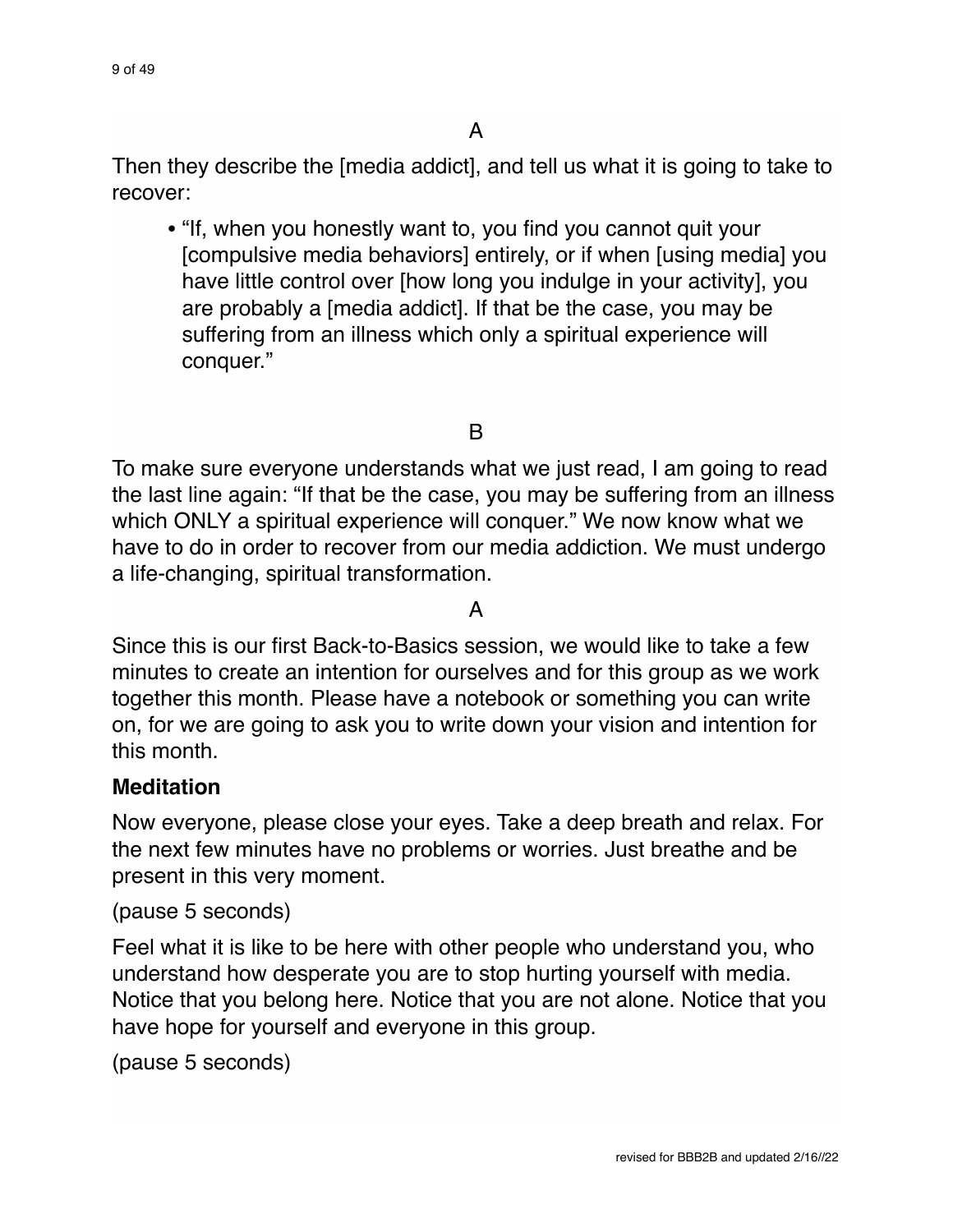A

Then they describe the [media addict], and tell us what it is going to take to recover:

- "If, when you honestly want to, you find you cannot quit your [compulsive media behaviors] entirely, or if when [using media] you have little control over [how long you indulge in your activity], you are probably a [media addict]. If that be the case, you may be suffering from an illness which only a spiritual experience will conquer."

B

To make sure everyone understands what we just read, I am going to read the last line again: "If that be the case, you may be suffering from an illness which ONLY a spiritual experience will conquer." We now know what we have to do in order to recover from our media addiction. We must undergo a life-changing, spiritual transformation.

A

Since this is our first Back-to-Basics session, we would like to take a few minutes to create an intention for ourselves and for this group as we work together this month. Please have a notebook or something you can write on, for we are going to ask you to write down your vision and intention for this month.

**Meditation**

Now everyone, please close your eyes. Take a deep breath and relax. For the next few minutes have no problems or worries. Just breathe and be present in this very moment.

(pause 5 seconds)

Feel what it is like to be here with other people who understand you, who understand how desperate you are to stop hurting yourself with media. Notice that you belong here. Notice that you are not alone. Notice that you have hope for yourself and everyone in this group.

(pause 5 seconds)

revised for BBB2B and updated 2/16//22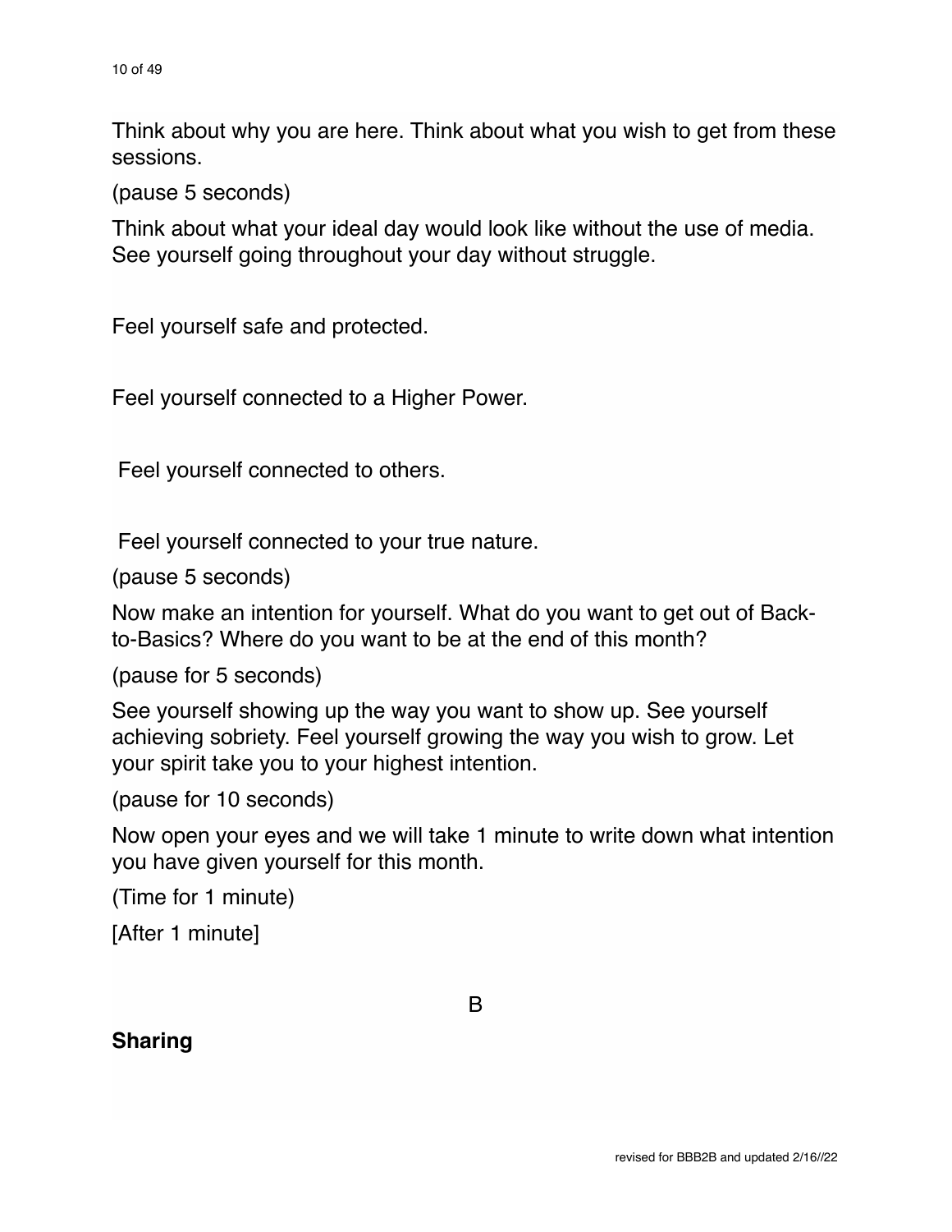Think about why you are here. Think about what you wish to get from these sessions.

(pause 5 seconds)

Think about what your ideal day would look like without the use of media. See yourself going throughout your day without struggle.

Feel yourself safe and protected.

Feel yourself connected to a Higher Power.

Feel yourself connected to others.

Feel yourself connected to your true nature.

(pause 5 seconds)

Now make an intention for yourself. What do you want to get out of Back-to-Basics? Where do you want to be at the end of this month?

(pause for 5 seconds)

See yourself showing up the way you want to show up. See yourself achieving sobriety. Feel yourself growing the way you wish to grow. Let your spirit take you to your highest intention.

(pause for 10 seconds)

Now open your eyes and we will take 1 minute to write down what intention you have given yourself for this month.

(Time for 1 minute)

[After 1 minute]

B

**Sharing**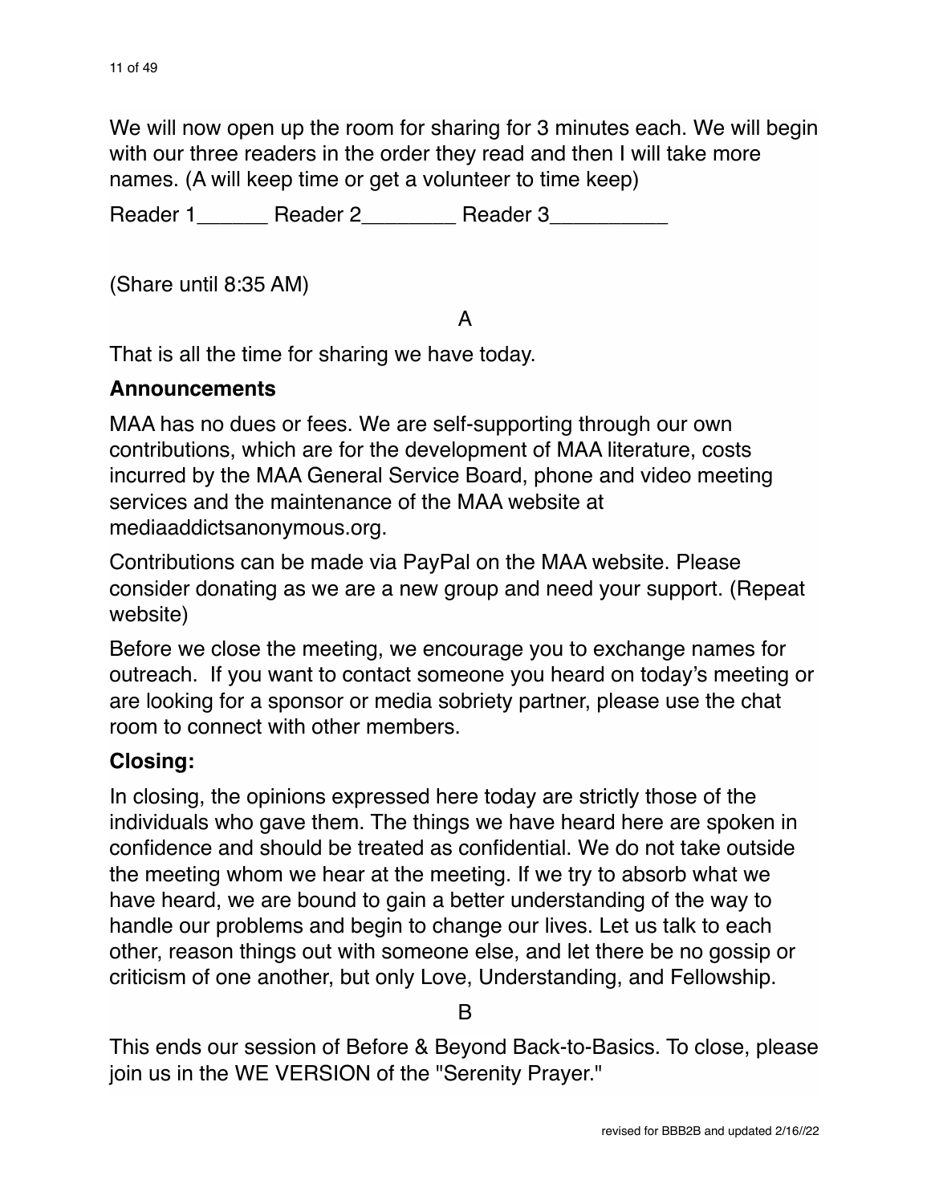We will now open up the room for sharing for 3 minutes each. We will begin with our three readers in the order they read and then I will take more names. (A will keep time or get a volunteer to time keep)

Reader 1______ Reader 2________ Reader 3__________

(Share until 8:35 AM)

A

That is all the time for sharing we have today.

### Announcements

MAA has no dues or fees. We are self-supporting through our own contributions, which are for the development of MAA literature, costs incurred by the MAA General Service Board, phone and video meeting services and the maintenance of the MAA website at mediaaddictsanonymous.org.

Contributions can be made via PayPal on the MAA website. Please consider donating as we are a new group and need your support. (Repeat website)

Before we close the meeting, we encourage you to exchange names for outreach. If you want to contact someone you heard on today's meeting or are looking for a sponsor or media sobriety partner, please use the chat room to connect with other members.

### Closing:

In closing, the opinions expressed here today are strictly those of the individuals who gave them. The things we have heard here are spoken in confidence and should be treated as confidential. We do not take outside the meeting whom we hear at the meeting. If we try to absorb what we have heard, we are bound to gain a better understanding of the way to handle our problems and begin to change our lives. Let us talk to each other, reason things out with someone else, and let there be no gossip or criticism of one another, but only Love, Understanding, and Fellowship.

B

This ends our session of Before & Beyond Back-to-Basics. To close, please join us in the WE VERSION of the "Serenity Prayer."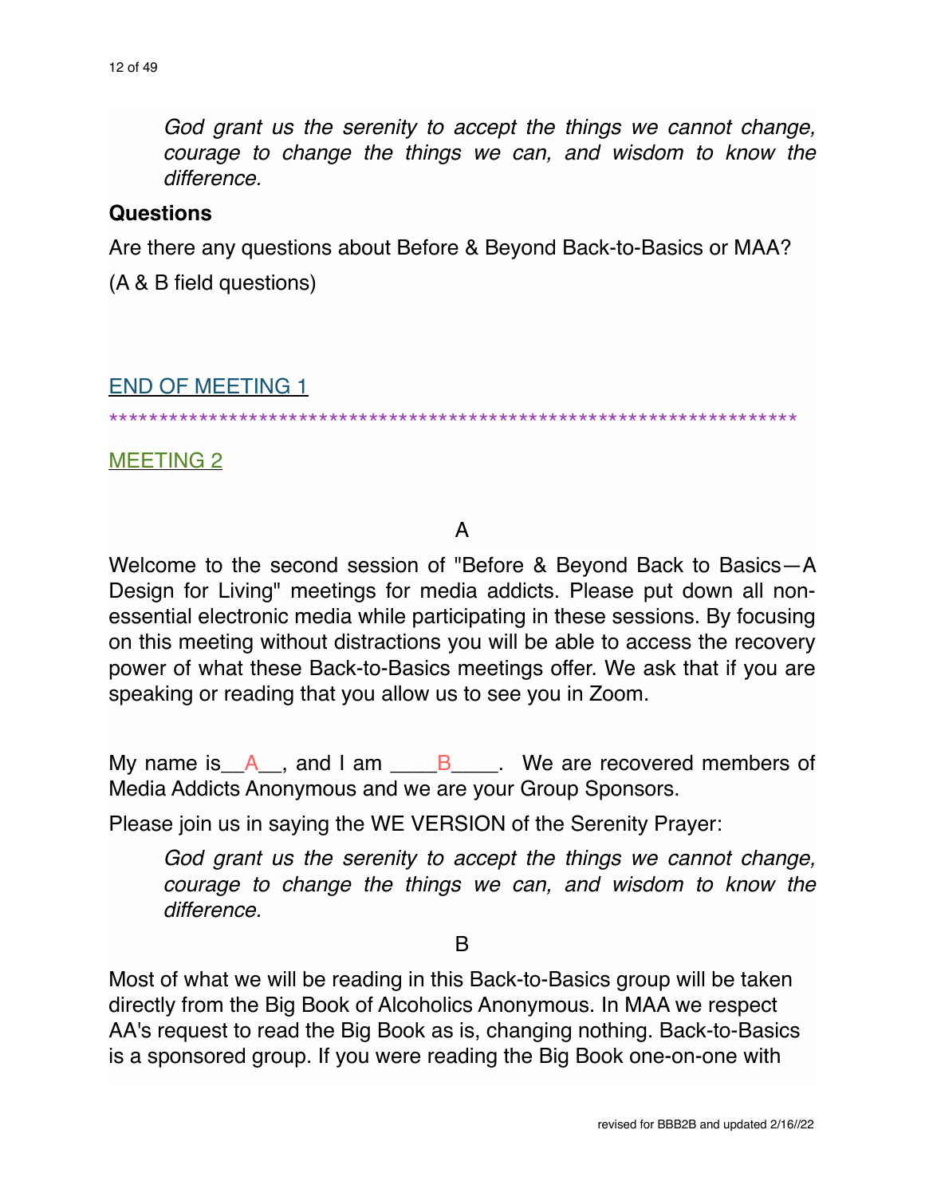*God grant us the serenity to accept the things we cannot change, courage to change the things we can, and wisdom to know the difference.*

**Questions**

Are there any questions about Before & Beyond Back-to-Basics or MAA?

(A & B field questions)

END OF MEETING 1

**********************************************************************

MEETING 2

A

Welcome to the second session of "Before & Beyond Back to Basics—A Design for Living" meetings for media addicts. Please put down all non-essential electronic media while participating in these sessions. By focusing on this meeting without distractions you will be able to access the recovery power of what these Back-to-Basics meetings offer. We ask that if you are speaking or reading that you allow us to see you in Zoom.

My name is__A__, and I am ____B____. We are recovered members of Media Addicts Anonymous and we are your Group Sponsors.

Please join us in saying the WE VERSION of the Serenity Prayer:

*God grant us the serenity to accept the things we cannot change, courage to change the things we can, and wisdom to know the difference.*

B

Most of what we will be reading in this Back-to-Basics group will be taken directly from the Big Book of Alcoholics Anonymous. In MAA we respect AA's request to read the Big Book as is, changing nothing. Back-to-Basics is a sponsored group. If you were reading the Big Book one-on-one with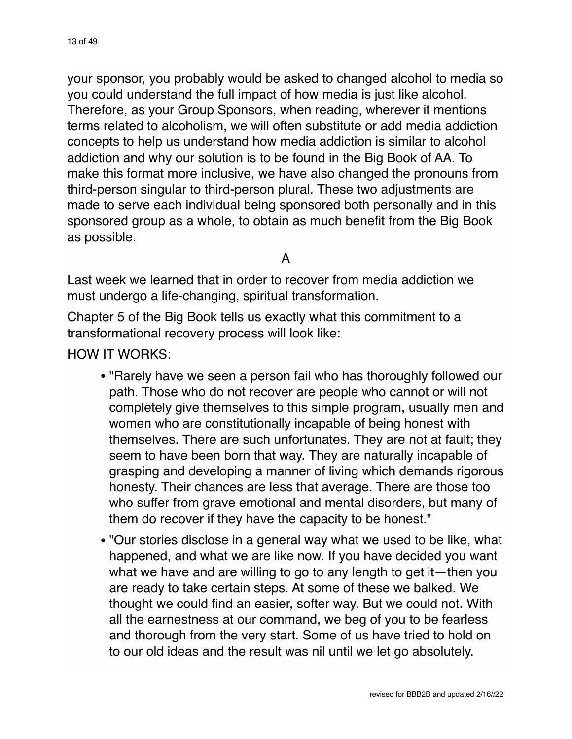your sponsor, you probably would be asked to changed alcohol to media so you could understand the full impact of how media is just like alcohol. Therefore, as your Group Sponsors, when reading, wherever it mentions terms related to alcoholism, we will often substitute or add media addiction concepts to help us understand how media addiction is similar to alcohol addiction and why our solution is to be found in the Big Book of AA. To make this format more inclusive, we have also changed the pronouns from third-person singular to third-person plural. These two adjustments are made to serve each individual being sponsored both personally and in this sponsored group as a whole, to obtain as much benefit from the Big Book as possible.

A

Last week we learned that in order to recover from media addiction we must undergo a life-changing, spiritual transformation.

Chapter 5 of the Big Book tells us exactly what this commitment to a transformational recovery process will look like:

HOW IT WORKS:

- "Rarely have we seen a person fail who has thoroughly followed our path. Those who do not recover are people who cannot or will not completely give themselves to this simple program, usually men and women who are constitutionally incapable of being honest with themselves. There are such unfortunates. They are not at fault; they seem to have been born that way. They are naturally incapable of grasping and developing a manner of living which demands rigorous honesty. Their chances are less that average. There are those too who suffer from grave emotional and mental disorders, but many of them do recover if they have the capacity to be honest."
- "Our stories disclose in a general way what we used to be like, what happened, and what we are like now. If you have decided you want what we have and are willing to go to any length to get it—then you are ready to take certain steps. At some of these we balked. We thought we could find an easier, softer way. But we could not. With all the earnestness at our command, we beg of you to be fearless and thorough from the very start. Some of us have tried to hold on to our old ideas and the result was nil until we let go absolutely.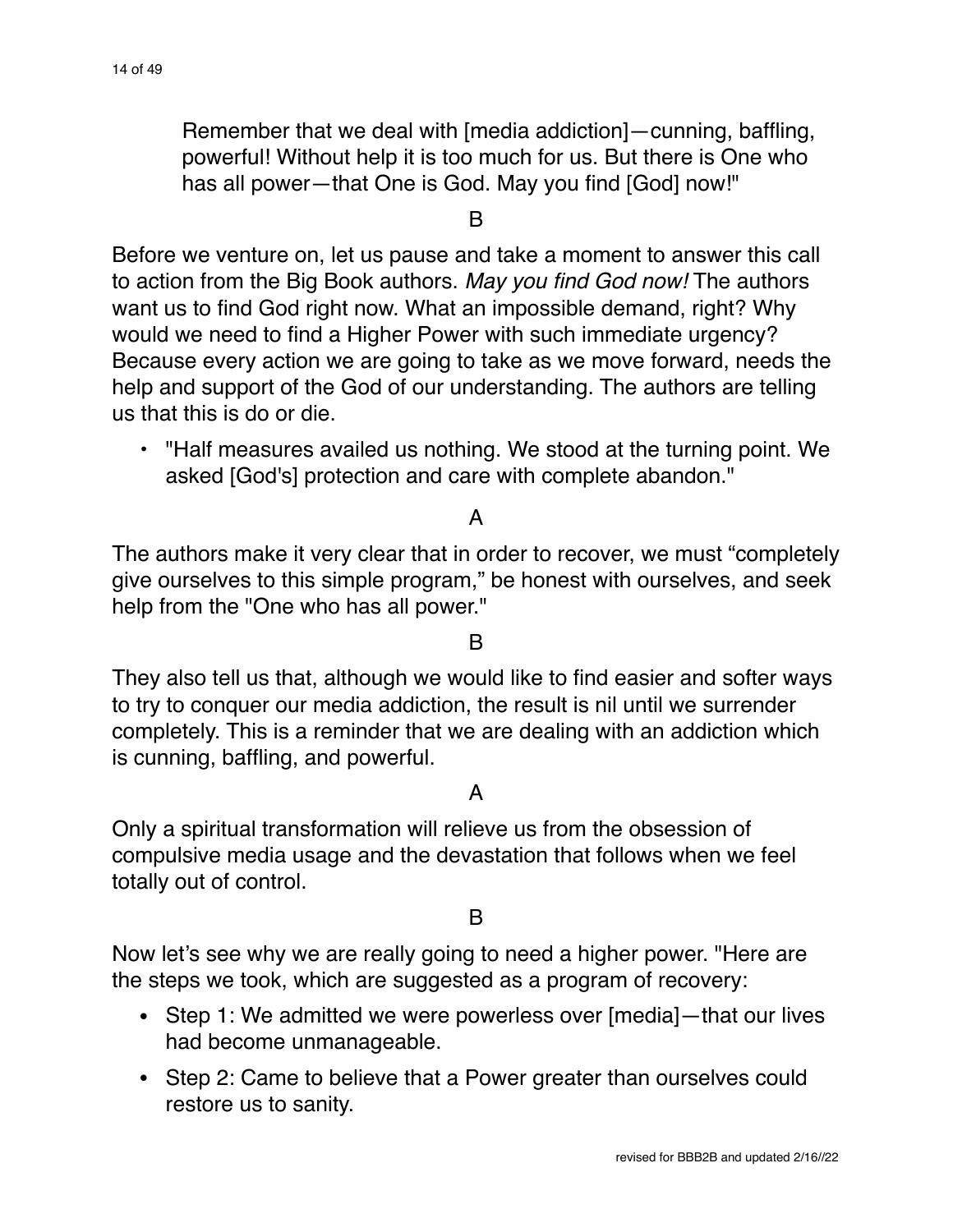> Remember that we deal with [media addiction]—cunning, baffling, powerful! Without help it is too much for us. But there is One who has all power—that One is God. May you find [God] now!"

B

Before we venture on, let us pause and take a moment to answer this call to action from the Big Book authors. *May you find God now!* The authors want us to find God right now. What an impossible demand, right? Why would we need to find a Higher Power with such immediate urgency? Because every action we are going to take as we move forward, needs the help and support of the God of our understanding. The authors are telling us that this is do or die.

- "Half measures availed us nothing. We stood at the turning point. We asked [God's] protection and care with complete abandon."

A

The authors make it very clear that in order to recover, we must "completely give ourselves to this simple program," be honest with ourselves, and seek help from the "One who has all power."

B

They also tell us that, although we would like to find easier and softer ways to try to conquer our media addiction, the result is nil until we surrender completely. This is a reminder that we are dealing with an addiction which is cunning, baffling, and powerful.

A

Only a spiritual transformation will relieve us from the obsession of compulsive media usage and the devastation that follows when we feel totally out of control.

B

Now let's see why we are really going to need a higher power. "Here are the steps we took, which are suggested as a program of recovery:

- Step 1: We admitted we were powerless over [media]—that our lives had become unmanageable.
- Step 2: Came to believe that a Power greater than ourselves could restore us to sanity.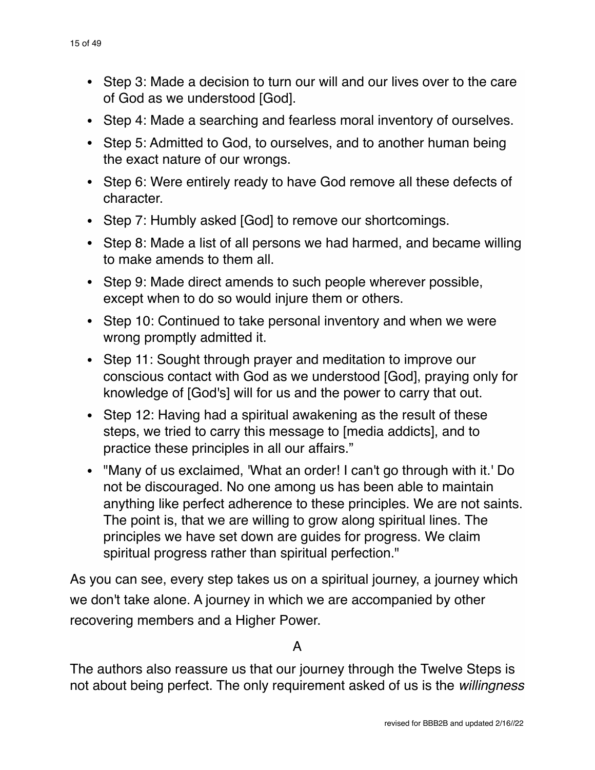- Step 3: Made a decision to turn our will and our lives over to the care of God as we understood [God].
- Step 4: Made a searching and fearless moral inventory of ourselves.
- Step 5: Admitted to God, to ourselves, and to another human being the exact nature of our wrongs.
- Step 6: Were entirely ready to have God remove all these defects of character.
- Step 7: Humbly asked [God] to remove our shortcomings.
- Step 8: Made a list of all persons we had harmed, and became willing to make amends to them all.
- Step 9: Made direct amends to such people wherever possible, except when to do so would injure them or others.
- Step 10: Continued to take personal inventory and when we were wrong promptly admitted it.
- Step 11: Sought through prayer and meditation to improve our conscious contact with God as we understood [God], praying only for knowledge of [God's] will for us and the power to carry that out.
- Step 12: Having had a spiritual awakening as the result of these steps, we tried to carry this message to [media addicts], and to practice these principles in all our affairs."
- "Many of us exclaimed, 'What an order! I can't go through with it.' Do not be discouraged. No one among us has been able to maintain anything like perfect adherence to these principles. We are not saints. The point is, that we are willing to grow along spiritual lines. The principles we have set down are guides for progress. We claim spiritual progress rather than spiritual perfection."

As you can see, every step takes us on a spiritual journey, a journey which we don't take alone. A journey in which we are accompanied by other recovering members and a Higher Power.

A

The authors also reassure us that our journey through the Twelve Steps is not about being perfect. The only requirement asked of us is the *willingness*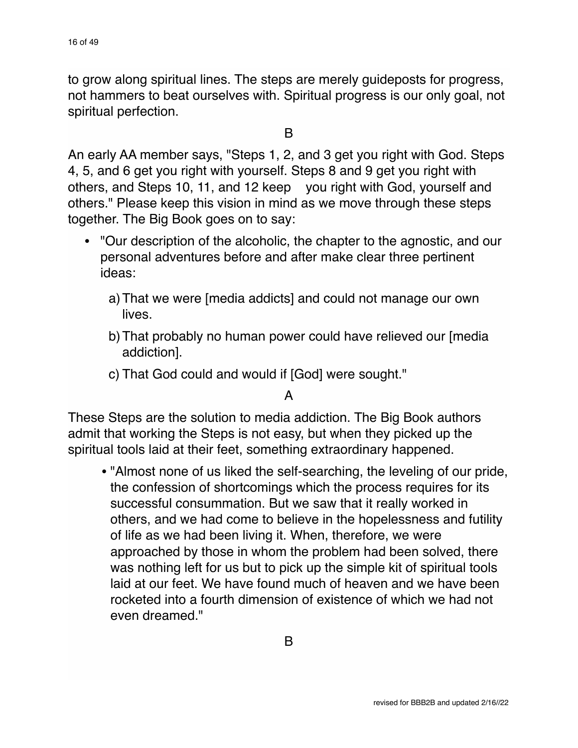to grow along spiritual lines. The steps are merely guideposts for progress, not hammers to beat ourselves with. Spiritual progress is our only goal, not spiritual perfection.

B

An early AA member says, "Steps 1, 2, and 3 get you right with God. Steps 4, 5, and 6 get you right with yourself. Steps 8 and 9 get you right with others, and Steps 10, 11, and 12 keep you right with God, yourself and others." Please keep this vision in mind as we move through these steps together. The Big Book goes on to say:

- "Our description of the alcoholic, the chapter to the agnostic, and our personal adventures before and after make clear three pertinent ideas:
    - a) That we were [media addicts] and could not manage our own lives.
    - b) That probably no human power could have relieved our [media addiction].
    - c) That God could and would if [God] were sought."

A

These Steps are the solution to media addiction. The Big Book authors admit that working the Steps is not easy, but when they picked up the spiritual tools laid at their feet, something extraordinary happened.

- "Almost none of us liked the self-searching, the leveling of our pride, the confession of shortcomings which the process requires for its successful consummation. But we saw that it really worked in others, and we had come to believe in the hopelessness and futility of life as we had been living it. When, therefore, we were approached by those in whom the problem had been solved, there was nothing left for us but to pick up the simple kit of spiritual tools laid at our feet. We have found much of heaven and we have been rocketed into a fourth dimension of existence of which we had not even dreamed."

B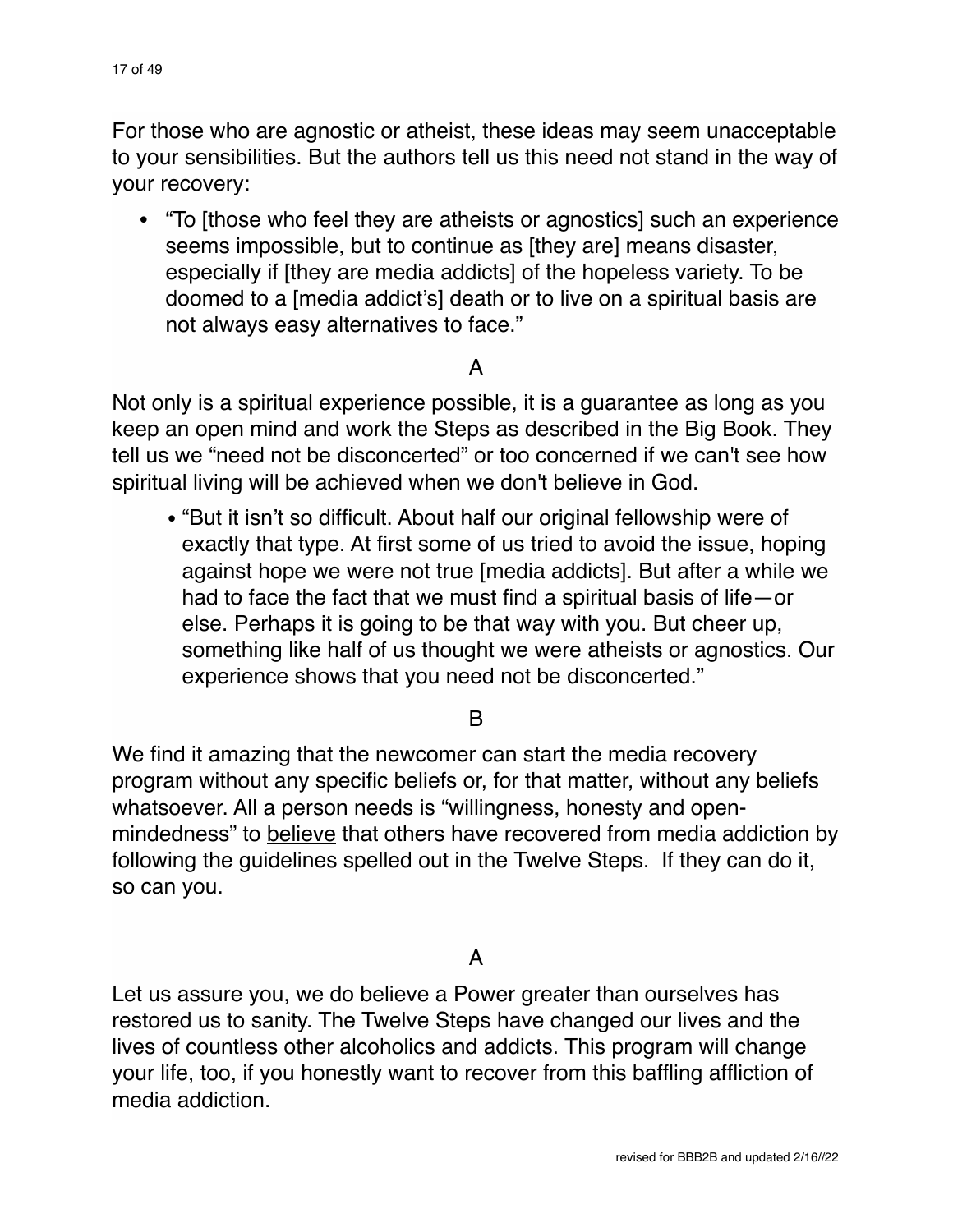For those who are agnostic or atheist, these ideas may seem unacceptable to your sensibilities. But the authors tell us this need not stand in the way of your recovery:

- "To [those who feel they are atheists or agnostics] such an experience seems impossible, but to continue as [they are] means disaster, especially if [they are media addicts] of the hopeless variety. To be doomed to a [media addict's] death or to live on a spiritual basis are not always easy alternatives to face."

A

Not only is a spiritual experience possible, it is a guarantee as long as you keep an open mind and work the Steps as described in the Big Book. They tell us we "need not be disconcerted" or too concerned if we can't see how spiritual living will be achieved when we don't believe in God.

- "But it isn't so difficult. About half our original fellowship were of exactly that type. At first some of us tried to avoid the issue, hoping against hope we were not true [media addicts]. But after a while we had to face the fact that we must find a spiritual basis of life—or else. Perhaps it is going to be that way with you. But cheer up, something like half of us thought we were atheists or agnostics. Our experience shows that you need not be disconcerted."

B

We find it amazing that the newcomer can start the media recovery program without any specific beliefs or, for that matter, without any beliefs whatsoever. All a person needs is "willingness, honesty and open-mindedness" to <u>believe</u> that others have recovered from media addiction by following the guidelines spelled out in the Twelve Steps. If they can do it, so can you.

A

Let us assure you, we do believe a Power greater than ourselves has restored us to sanity. The Twelve Steps have changed our lives and the lives of countless other alcoholics and addicts. This program will change your life, too, if you honestly want to recover from this baffling affliction of media addiction.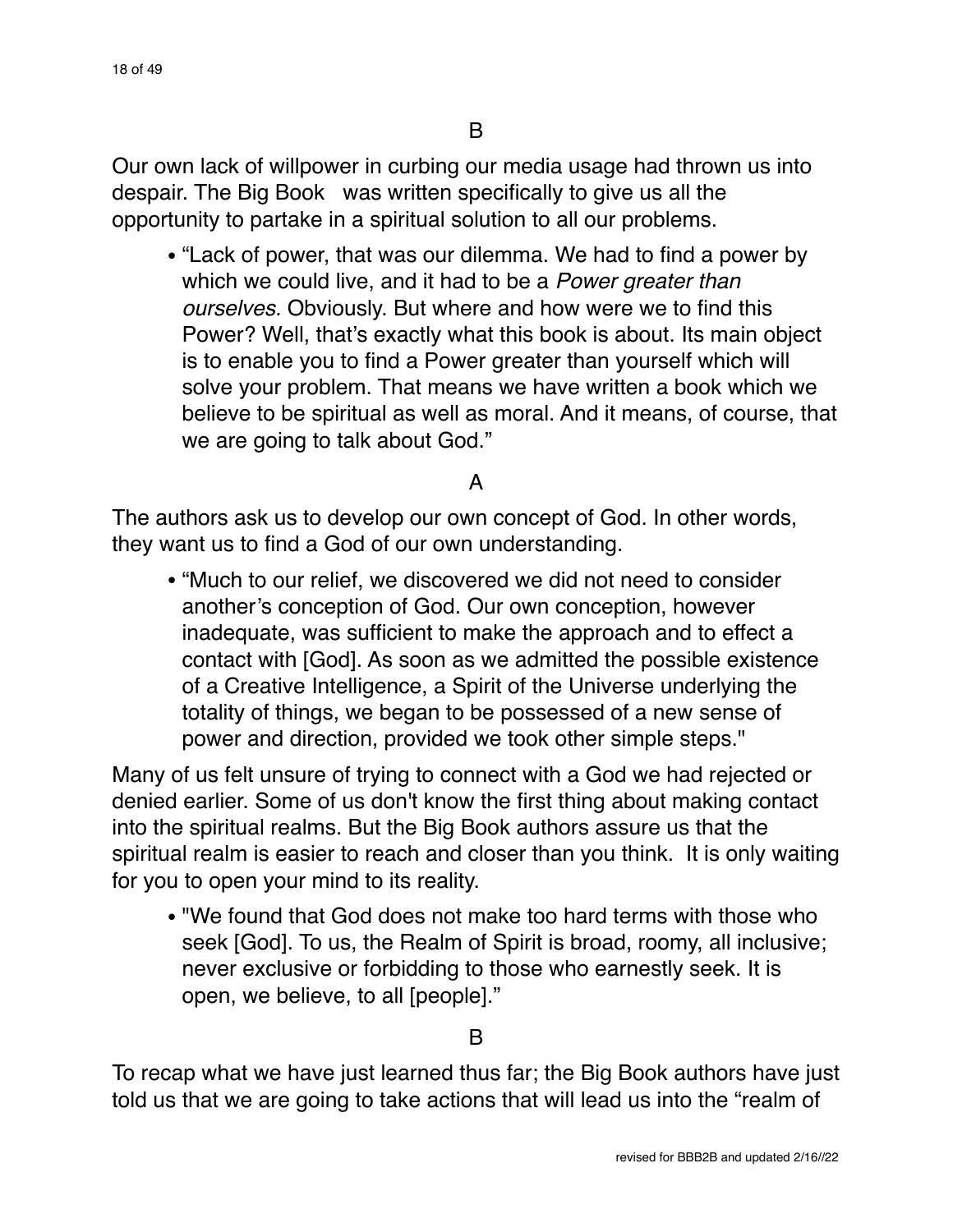B

Our own lack of willpower in curbing our media usage had thrown us into despair. The Big Book  was written specifically to give us all the opportunity to partake in a spiritual solution to all our problems.

- "Lack of power, that was our dilemma. We had to find a power by which we could live, and it had to be a *Power greater than ourselves.* Obviously. But where and how were we to find this Power? Well, that's exactly what this book is about. Its main object is to enable you to find a Power greater than yourself which will solve your problem. That means we have written a book which we believe to be spiritual as well as moral. And it means, of course, that we are going to talk about God."

A

The authors ask us to develop our own concept of God. In other words, they want us to find a God of our own understanding.

- "Much to our relief, we discovered we did not need to consider another's conception of God. Our own conception, however inadequate, was sufficient to make the approach and to effect a contact with [God]. As soon as we admitted the possible existence of a Creative Intelligence, a Spirit of the Universe underlying the totality of things, we began to be possessed of a new sense of power and direction, provided we took other simple steps."

Many of us felt unsure of trying to connect with a God we had rejected or denied earlier. Some of us don't know the first thing about making contact into the spiritual realms. But the Big Book authors assure us that the spiritual realm is easier to reach and closer than you think.  It is only waiting for you to open your mind to its reality.

- "We found that God does not make too hard terms with those who seek [God]. To us, the Realm of Spirit is broad, roomy, all inclusive; never exclusive or forbidding to those who earnestly seek. It is open, we believe, to all [people]."

B

To recap what we have just learned thus far; the Big Book authors have just told us that we are going to take actions that will lead us into the "realm of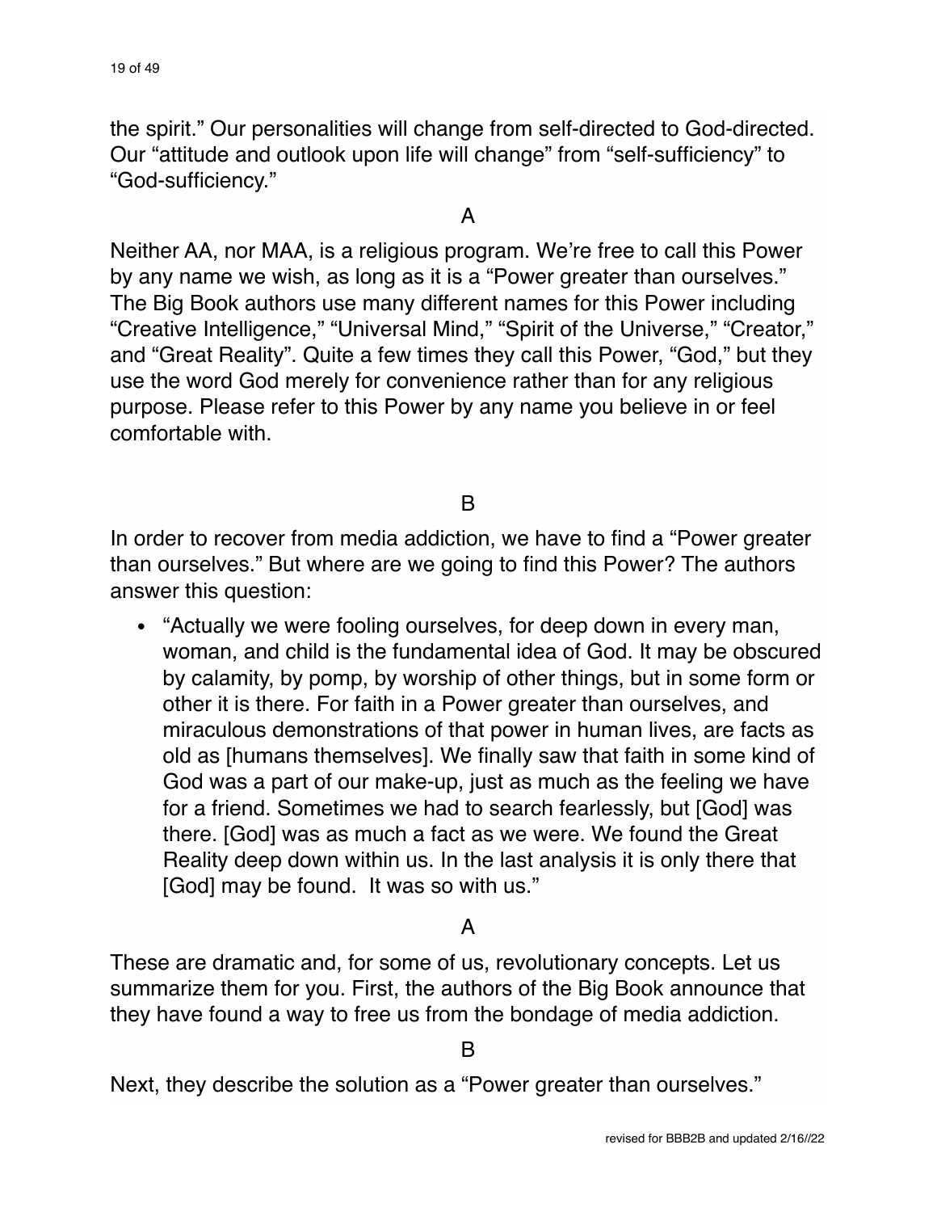the spirit." Our personalities will change from self-directed to God-directed. Our "attitude and outlook upon life will change" from "self-sufficiency" to "God-sufficiency."

A

Neither AA, nor MAA, is a religious program. We're free to call this Power by any name we wish, as long as it is a "Power greater than ourselves." The Big Book authors use many different names for this Power including "Creative Intelligence," "Universal Mind," "Spirit of the Universe," "Creator," and "Great Reality". Quite a few times they call this Power, "God," but they use the word God merely for convenience rather than for any religious purpose. Please refer to this Power by any name you believe in or feel comfortable with.

B

In order to recover from media addiction, we have to find a "Power greater than ourselves." But where are we going to find this Power? The authors answer this question:

- "Actually we were fooling ourselves, for deep down in every man, woman, and child is the fundamental idea of God. It may be obscured by calamity, by pomp, by worship of other things, but in some form or other it is there. For faith in a Power greater than ourselves, and miraculous demonstrations of that power in human lives, are facts as old as [humans themselves]. We finally saw that faith in some kind of God was a part of our make-up, just as much as the feeling we have for a friend. Sometimes we had to search fearlessly, but [God] was there. [God] was as much a fact as we were. We found the Great Reality deep down within us. In the last analysis it is only there that [God] may be found. It was so with us."

A

These are dramatic and, for some of us, revolutionary concepts. Let us summarize them for you. First, the authors of the Big Book announce that they have found a way to free us from the bondage of media addiction.

B

Next, they describe the solution as a "Power greater than ourselves."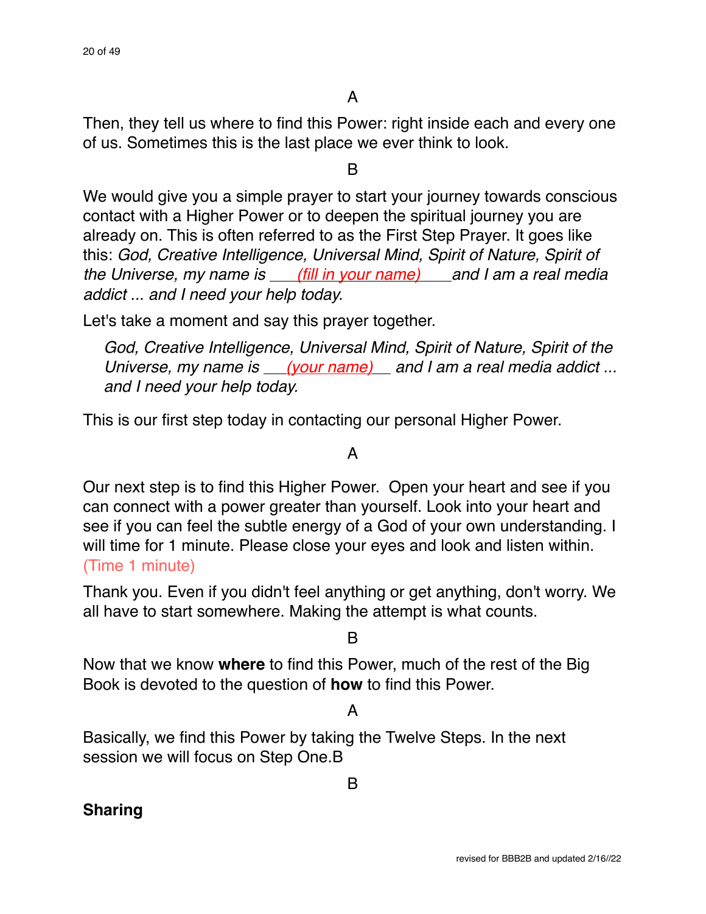A

Then, they tell us where to find this Power: right inside each and every one of us. Sometimes this is the last place we ever think to look.

B

We would give you a simple prayer to start your journey towards conscious contact with a Higher Power or to deepen the spiritual journey you are already on. This is often referred to as the First Step Prayer. It goes like this: *God, Creative Intelligence, Universal Mind, Spirit of Nature, Spirit of the Universe, my name is \_\_\_(fill in your name)\_\_\_\_and I am a real media addict ... and I need your help today.*

Let's take a moment and say this prayer together.

> *God, Creative Intelligence, Universal Mind, Spirit of Nature, Spirit of the Universe, my name is \_\_\_(your name)\_\_\_ and I am a real media addict ... and I need your help today.*

This is our first step today in contacting our personal Higher Power.

A

Our next step is to find this Higher Power. Open your heart and see if you can connect with a power greater than yourself. Look into your heart and see if you can feel the subtle energy of a God of your own understanding. I will time for 1 minute. Please close your eyes and look and listen within. (Time 1 minute)

Thank you. Even if you didn't feel anything or get anything, don't worry. We all have to start somewhere. Making the attempt is what counts.

B

Now that we know **where** to find this Power, much of the rest of the Big Book is devoted to the question of **how** to find this Power.

A

Basically, we find this Power by taking the Twelve Steps. In the next session we will focus on Step One.B

B

**Sharing**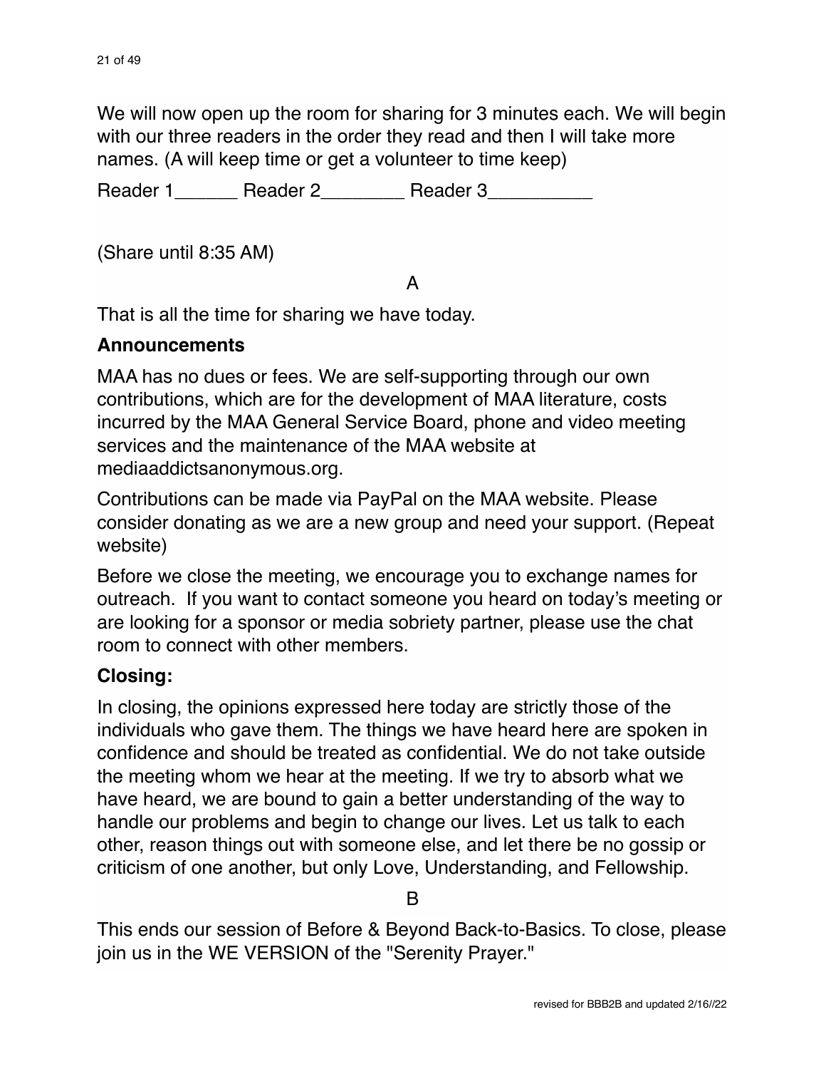We will now open up the room for sharing for 3 minutes each. We will begin with our three readers in the order they read and then I will take more names. (A will keep time or get a volunteer to time keep)

Reader 1______ Reader 2________ Reader 3__________

(Share until 8:35 AM)

A

That is all the time for sharing we have today.

**Announcements**

MAA has no dues or fees. We are self-supporting through our own contributions, which are for the development of MAA literature, costs incurred by the MAA General Service Board, phone and video meeting services and the maintenance of the MAA website at mediaaddictsanonymous.org.

Contributions can be made via PayPal on the MAA website. Please consider donating as we are a new group and need your support. (Repeat website)

Before we close the meeting, we encourage you to exchange names for outreach. If you want to contact someone you heard on today's meeting or are looking for a sponsor or media sobriety partner, please use the chat room to connect with other members.

**Closing:**

In closing, the opinions expressed here today are strictly those of the individuals who gave them. The things we have heard here are spoken in confidence and should be treated as confidential. We do not take outside the meeting whom we hear at the meeting. If we try to absorb what we have heard, we are bound to gain a better understanding of the way to handle our problems and begin to change our lives. Let us talk to each other, reason things out with someone else, and let there be no gossip or criticism of one another, but only Love, Understanding, and Fellowship.

B

This ends our session of Before & Beyond Back-to-Basics. To close, please join us in the WE VERSION of the "Serenity Prayer."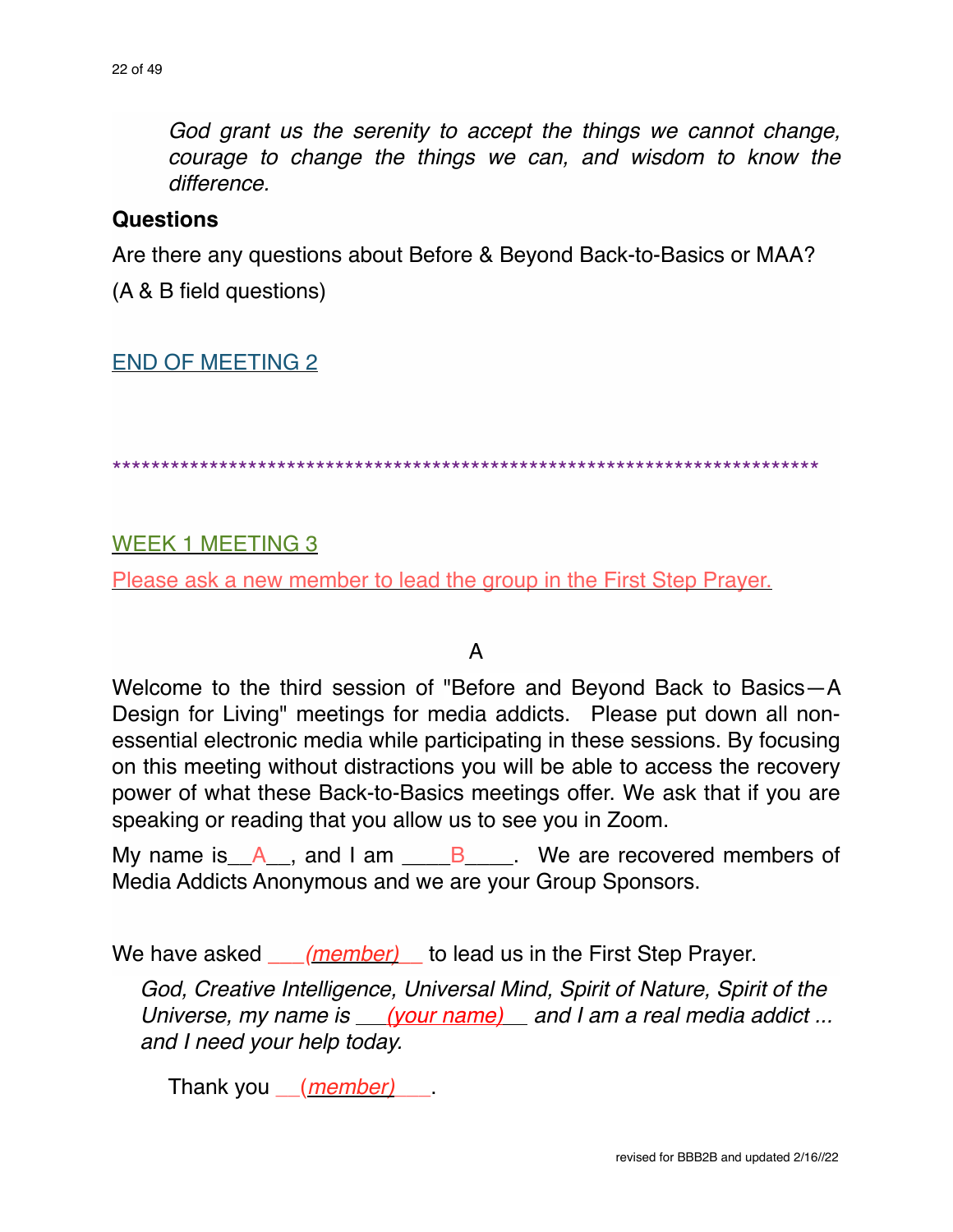*God grant us the serenity to accept the things we cannot change, courage to change the things we can, and wisdom to know the difference.*

**Questions**

Are there any questions about Before & Beyond Back-to-Basics or MAA?

(A & B field questions)

END OF MEETING 2

*************************************************************************

WEEK 1 MEETING 3

Please ask a new member to lead the group in the First Step Prayer.

A

Welcome to the third session of "Before and Beyond Back to Basics—A Design for Living" meetings for media addicts. Please put down all non-essential electronic media while participating in these sessions. By focusing on this meeting without distractions you will be able to access the recovery power of what these Back-to-Basics meetings offer. We ask that if you are speaking or reading that you allow us to see you in Zoom.

My name is__A__, and I am ____B____. We are recovered members of Media Addicts Anonymous and we are your Group Sponsors.

We have asked ___*(member)*__ to lead us in the First Step Prayer.

*God, Creative Intelligence, Universal Mind, Spirit of Nature, Spirit of the Universe, my name is ___(your name)__ and I am a real media addict ... and I need your help today.*

Thank you __*(member)*___.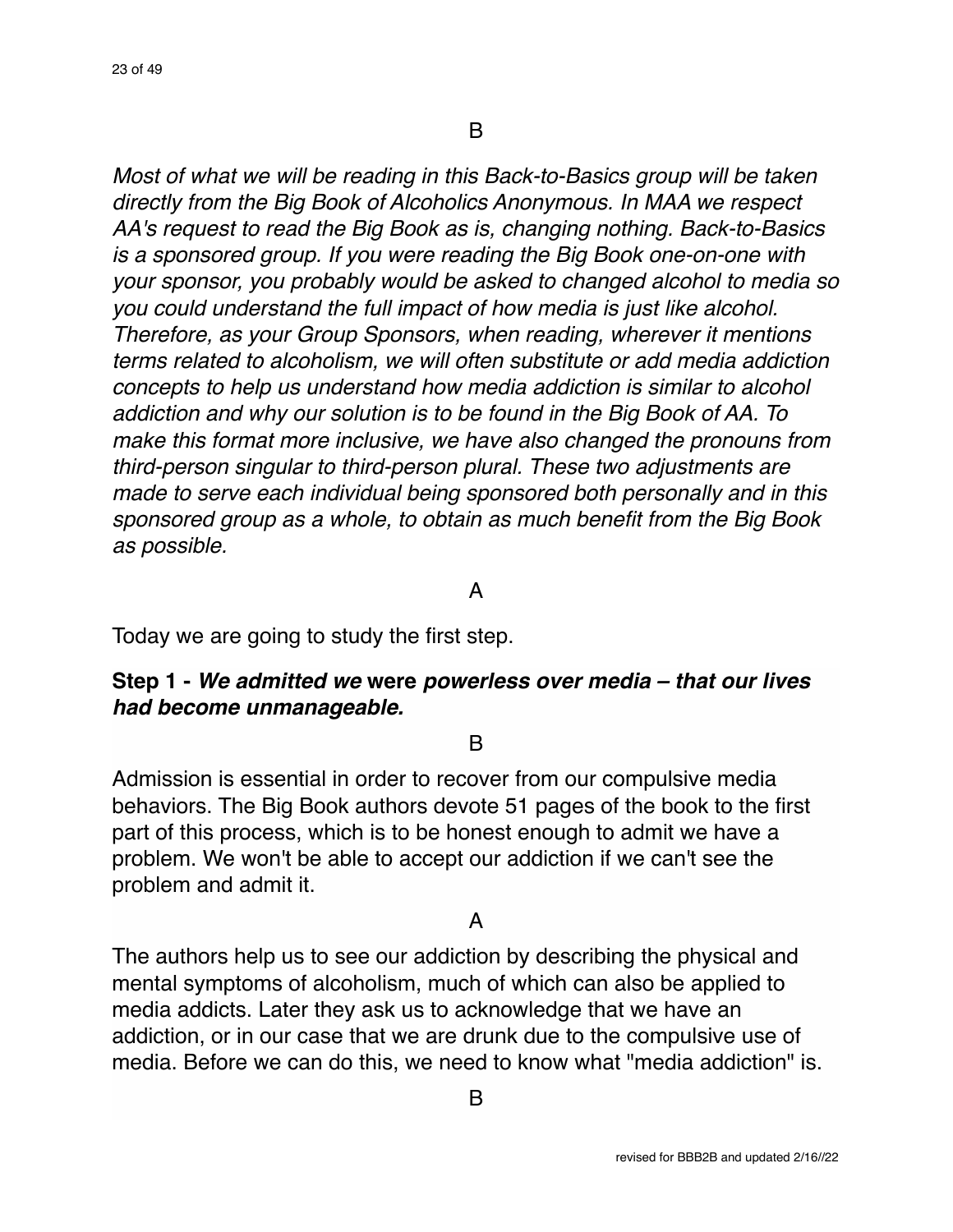B

*Most of what we will be reading in this Back-to-Basics group will be taken directly from the Big Book of Alcoholics Anonymous. In MAA we respect AA's request to read the Big Book as is, changing nothing. Back-to-Basics is a sponsored group. If you were reading the Big Book one-on-one with your sponsor, you probably would be asked to changed alcohol to media so you could understand the full impact of how media is just like alcohol. Therefore, as your Group Sponsors, when reading, wherever it mentions terms related to alcoholism, we will often substitute or add media addiction concepts to help us understand how media addiction is similar to alcohol addiction and why our solution is to be found in the Big Book of AA. To make this format more inclusive, we have also changed the pronouns from third-person singular to third-person plural. These two adjustments are made to serve each individual being sponsored both personally and in this sponsored group as a whole, to obtain as much benefit from the Big Book as possible.*

A

Today we are going to study the first step.

**Step 1 - *We admitted we* were *powerless over media – that our lives had become unmanageable.***

B

Admission is essential in order to recover from our compulsive media behaviors. The Big Book authors devote 51 pages of the book to the first part of this process, which is to be honest enough to admit we have a problem. We won't be able to accept our addiction if we can't see the problem and admit it.

A

The authors help us to see our addiction by describing the physical and mental symptoms of alcoholism, much of which can also be applied to media addicts. Later they ask us to acknowledge that we have an addiction, or in our case that we are drunk due to the compulsive use of media. Before we can do this, we need to know what "media addiction" is.

B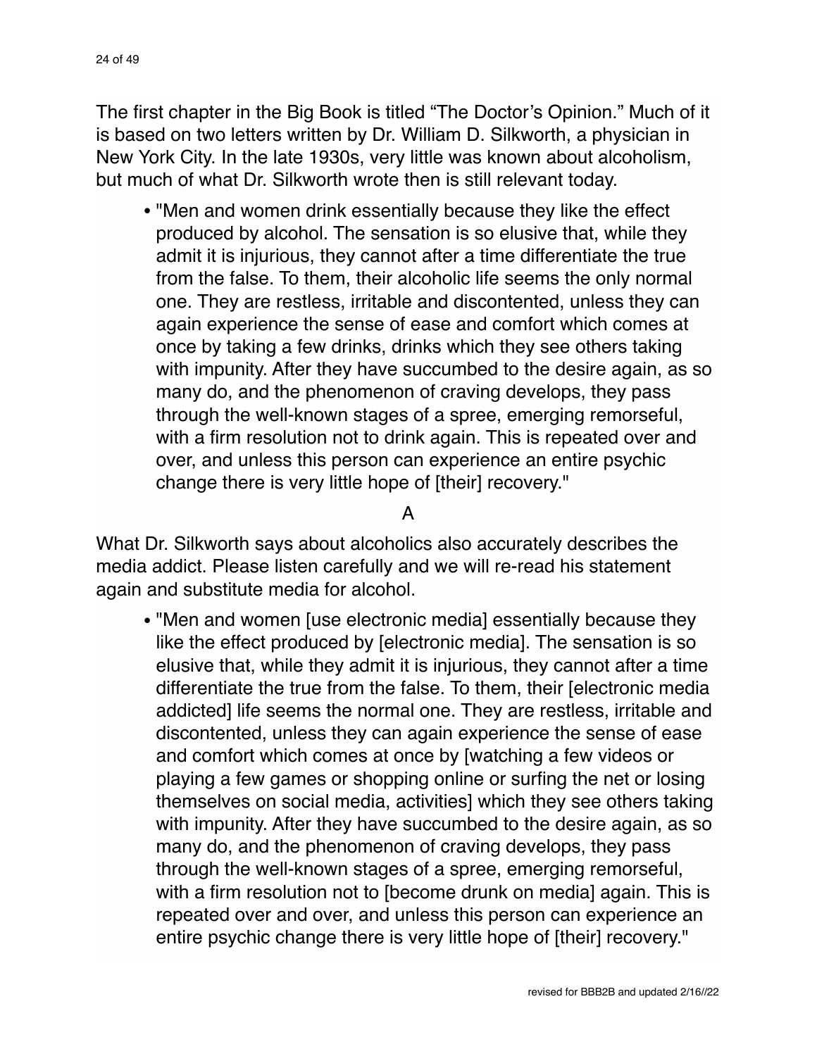The first chapter in the Big Book is titled "The Doctor's Opinion." Much of it is based on two letters written by Dr. William D. Silkworth, a physician in New York City. In the late 1930s, very little was known about alcoholism, but much of what Dr. Silkworth wrote then is still relevant today.

- "Men and women drink essentially because they like the effect produced by alcohol. The sensation is so elusive that, while they admit it is injurious, they cannot after a time differentiate the true from the false. To them, their alcoholic life seems the only normal one. They are restless, irritable and discontented, unless they can again experience the sense of ease and comfort which comes at once by taking a few drinks, drinks which they see others taking with impunity. After they have succumbed to the desire again, as so many do, and the phenomenon of craving develops, they pass through the well-known stages of a spree, emerging remorseful, with a firm resolution not to drink again. This is repeated over and over, and unless this person can experience an entire psychic change there is very little hope of [their] recovery."

A

What Dr. Silkworth says about alcoholics also accurately describes the media addict. Please listen carefully and we will re-read his statement again and substitute media for alcohol.

- "Men and women [use electronic media] essentially because they like the effect produced by [electronic media]. The sensation is so elusive that, while they admit it is injurious, they cannot after a time differentiate the true from the false. To them, their [electronic media addicted] life seems the normal one. They are restless, irritable and discontented, unless they can again experience the sense of ease and comfort which comes at once by [watching a few videos or playing a few games or shopping online or surfing the net or losing themselves on social media, activities] which they see others taking with impunity. After they have succumbed to the desire again, as so many do, and the phenomenon of craving develops, they pass through the well-known stages of a spree, emerging remorseful, with a firm resolution not to [become drunk on media] again. This is repeated over and over, and unless this person can experience an entire psychic change there is very little hope of [their] recovery."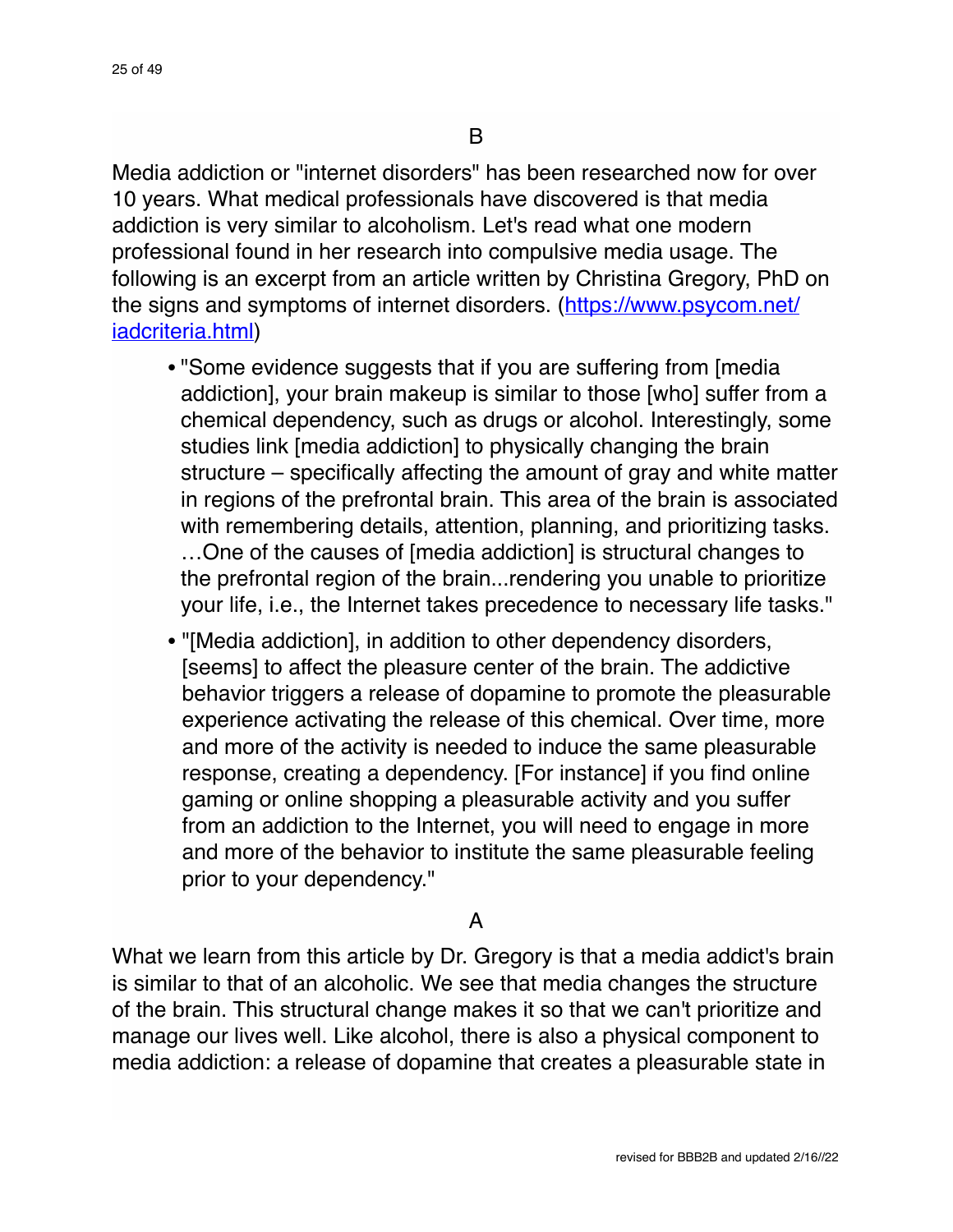B

Media addiction or "internet disorders" has been researched now for over 10 years. What medical professionals have discovered is that media addiction is very similar to alcoholism. Let's read what one modern professional found in her research into compulsive media usage. The following is an excerpt from an article written by Christina Gregory, PhD on the signs and symptoms of internet disorders. ([https://www.psycom.net/iadcriteria.html](https://www.psycom.net/iadcriteria.html))

- "Some evidence suggests that if you are suffering from [media addiction], your brain makeup is similar to those [who] suffer from a chemical dependency, such as drugs or alcohol. Interestingly, some studies link [media addiction] to physically changing the brain structure – specifically affecting the amount of gray and white matter in regions of the prefrontal brain. This area of the brain is associated with remembering details, attention, planning, and prioritizing tasks. …One of the causes of [media addiction] is structural changes to the prefrontal region of the brain...rendering you unable to prioritize your life, i.e., the Internet takes precedence to necessary life tasks."
- "[Media addiction], in addition to other dependency disorders, [seems] to affect the pleasure center of the brain. The addictive behavior triggers a release of dopamine to promote the pleasurable experience activating the release of this chemical. Over time, more and more of the activity is needed to induce the same pleasurable response, creating a dependency. [For instance] if you find online gaming or online shopping a pleasurable activity and you suffer from an addiction to the Internet, you will need to engage in more and more of the behavior to institute the same pleasurable feeling prior to your dependency."

A

What we learn from this article by Dr. Gregory is that a media addict's brain is similar to that of an alcoholic. We see that media changes the structure of the brain. This structural change makes it so that we can't prioritize and manage our lives well. Like alcohol, there is also a physical component to media addiction: a release of dopamine that creates a pleasurable state in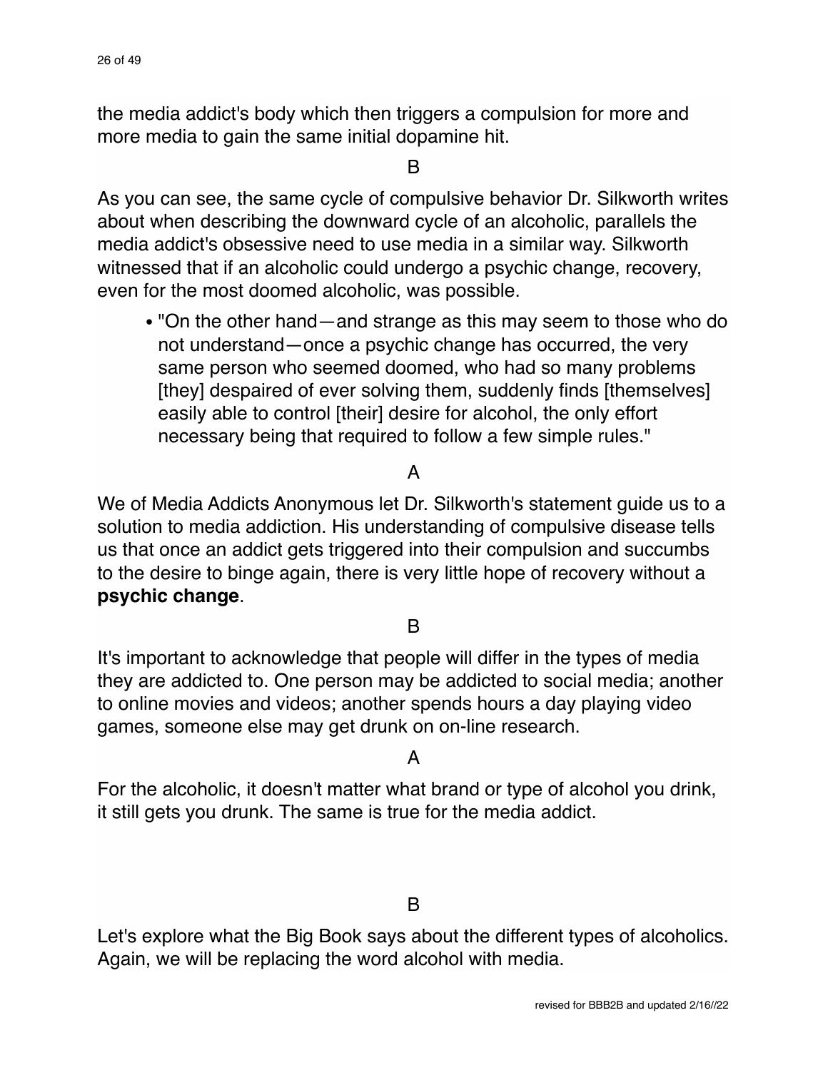the media addict's body which then triggers a compulsion for more and more media to gain the same initial dopamine hit.

B

As you can see, the same cycle of compulsive behavior Dr. Silkworth writes about when describing the downward cycle of an alcoholic, parallels the media addict's obsessive need to use media in a similar way. Silkworth witnessed that if an alcoholic could undergo a psychic change, recovery, even for the most doomed alcoholic, was possible.

- "On the other hand—and strange as this may seem to those who do not understand—once a psychic change has occurred, the very same person who seemed doomed, who had so many problems [they] despaired of ever solving them, suddenly finds [themselves] easily able to control [their] desire for alcohol, the only effort necessary being that required to follow a few simple rules."

A

We of Media Addicts Anonymous let Dr. Silkworth's statement guide us to a solution to media addiction. His understanding of compulsive disease tells us that once an addict gets triggered into their compulsion and succumbs to the desire to binge again, there is very little hope of recovery without a **psychic change**.

B

It's important to acknowledge that people will differ in the types of media they are addicted to. One person may be addicted to social media; another to online movies and videos; another spends hours a day playing video games, someone else may get drunk on on-line research.

A

For the alcoholic, it doesn't matter what brand or type of alcohol you drink, it still gets you drunk. The same is true for the media addict.

B

Let's explore what the Big Book says about the different types of alcoholics. Again, we will be replacing the word alcohol with media.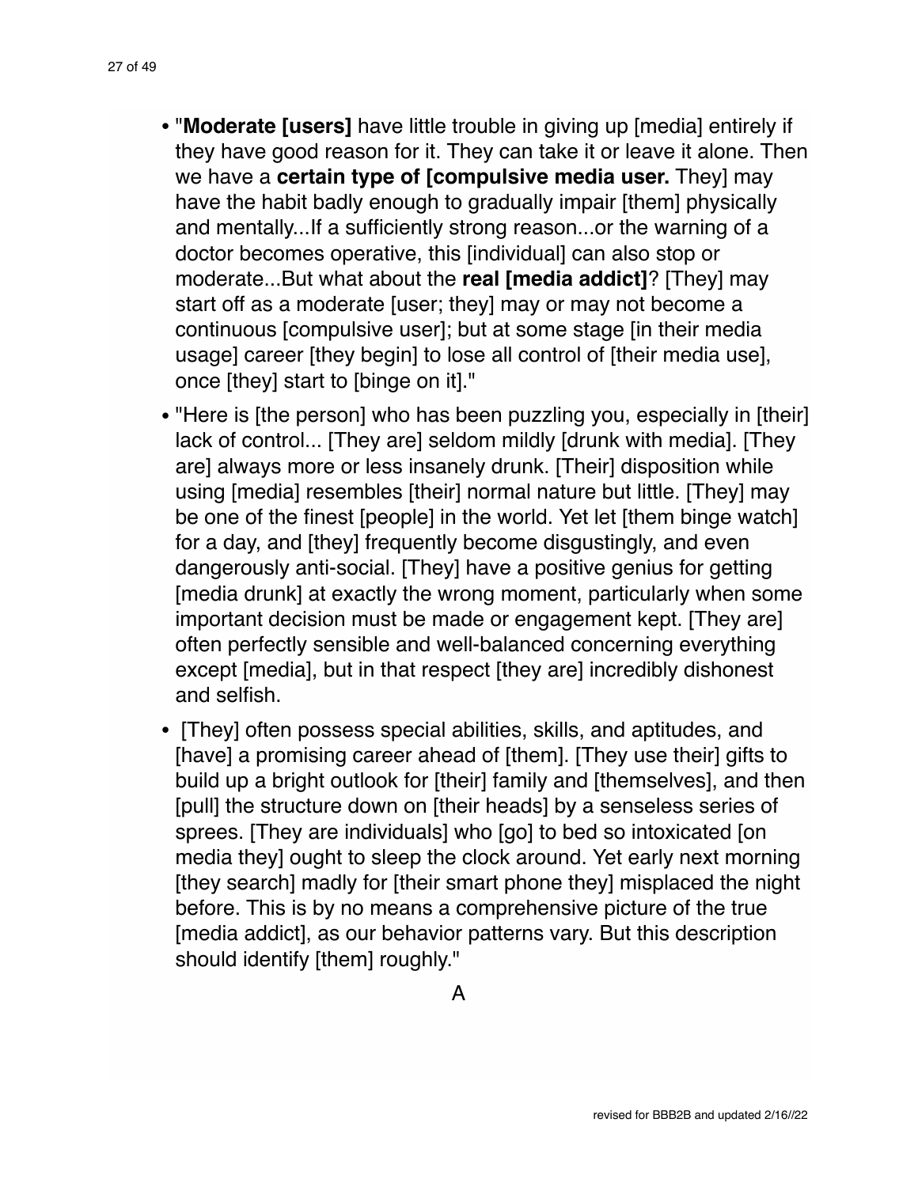- "**Moderate [users]** have little trouble in giving up [media] entirely if they have good reason for it. They can take it or leave it alone. Then we have a **certain type of [compulsive media user.** They] may have the habit badly enough to gradually impair [them] physically and mentally...If a sufficiently strong reason...or the warning of a doctor becomes operative, this [individual] can also stop or moderate...But what about the **real [media addict]**? [They] may start off as a moderate [user; they] may or may not become a continuous [compulsive user]; but at some stage [in their media usage] career [they begin] to lose all control of [their media use], once [they] start to [binge on it]."
- "Here is [the person] who has been puzzling you, especially in [their] lack of control... [They are] seldom mildly [drunk with media]. [They are] always more or less insanely drunk. [Their] disposition while using [media] resembles [their] normal nature but little. [They] may be one of the finest [people] in the world. Yet let [them binge watch] for a day, and [they] frequently become disgustingly, and even dangerously anti-social. [They] have a positive genius for getting [media drunk] at exactly the wrong moment, particularly when some important decision must be made or engagement kept. [They are] often perfectly sensible and well-balanced concerning everything except [media], but in that respect [they are] incredibly dishonest and selfish.
- [They] often possess special abilities, skills, and aptitudes, and [have] a promising career ahead of [them]. [They use their] gifts to build up a bright outlook for [their] family and [themselves], and then [pull] the structure down on [their heads] by a senseless series of sprees. [They are individuals] who [go] to bed so intoxicated [on media they] ought to sleep the clock around. Yet early next morning [they search] madly for [their smart phone they] misplaced the night before. This is by no means a comprehensive picture of the true [media addict], as our behavior patterns vary. But this description should identify [them] roughly."

A

revised for BBB2B and updated 2/16//22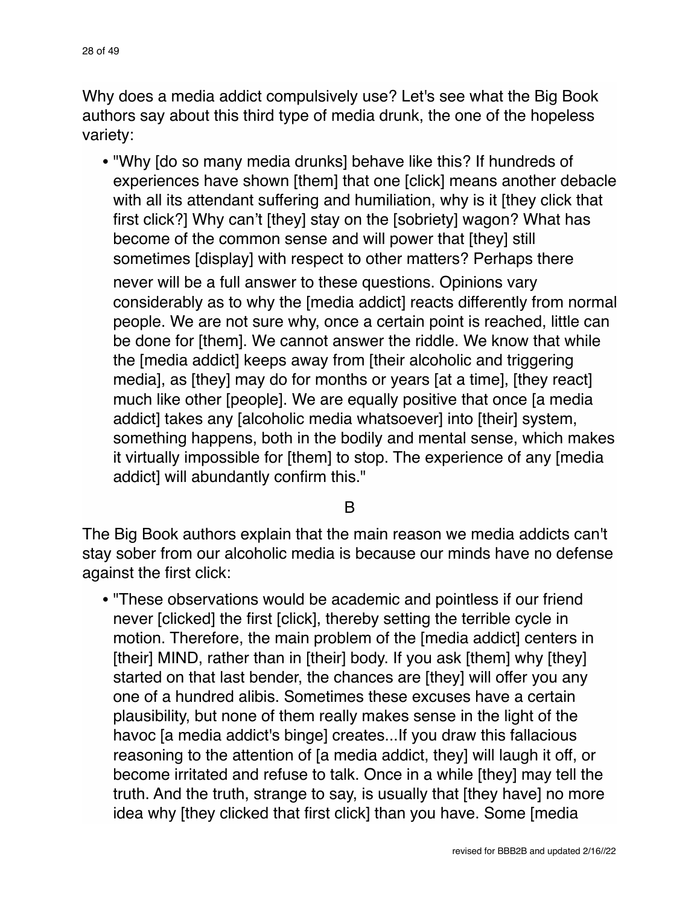Why does a media addict compulsively use? Let's see what the Big Book authors say about this third type of media drunk, the one of the hopeless variety:

- "Why [do so many media drunks] behave like this? If hundreds of experiences have shown [them] that one [click] means another debacle with all its attendant suffering and humiliation, why is it [they click that first click?] Why can't [they] stay on the [sobriety] wagon? What has become of the common sense and will power that [they] still sometimes [display] with respect to other matters? Perhaps there never will be a full answer to these questions. Opinions vary considerably as to why the [media addict] reacts differently from normal people. We are not sure why, once a certain point is reached, little can be done for [them]. We cannot answer the riddle. We know that while the [media addict] keeps away from [their alcoholic and triggering media], as [they] may do for months or years [at a time], [they react] much like other [people]. We are equally positive that once [a media addict] takes any [alcoholic media whatsoever] into [their] system, something happens, both in the bodily and mental sense, which makes it virtually impossible for [them] to stop. The experience of any [media addict] will abundantly confirm this."

B

The Big Book authors explain that the main reason we media addicts can't stay sober from our alcoholic media is because our minds have no defense against the first click:

- "These observations would be academic and pointless if our friend never [clicked] the first [click], thereby setting the terrible cycle in motion. Therefore, the main problem of the [media addict] centers in [their] MIND, rather than in [their] body. If you ask [them] why [they] started on that last bender, the chances are [they] will offer you any one of a hundred alibis. Sometimes these excuses have a certain plausibility, but none of them really makes sense in the light of the havoc [a media addict's binge] creates...If you draw this fallacious reasoning to the attention of [a media addict, they] will laugh it off, or become irritated and refuse to talk. Once in a while [they] may tell the truth. And the truth, strange to say, is usually that [they have] no more idea why [they clicked that first click] than you have. Some [media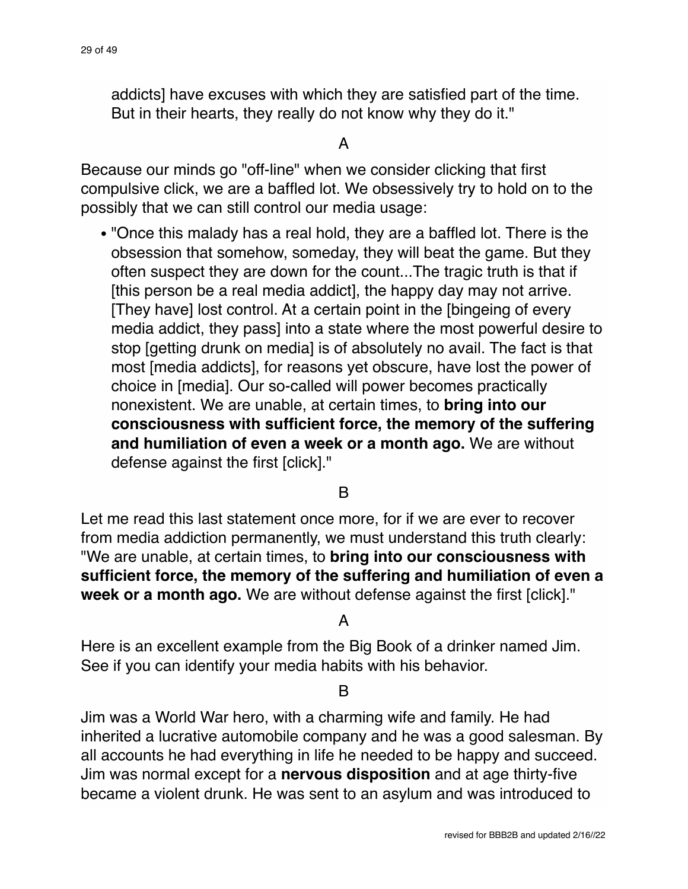addicts] have excuses with which they are satisfied part of the time. But in their hearts, they really do not know why they do it."

A

Because our minds go "off-line" when we consider clicking that first compulsive click, we are a baffled lot. We obsessively try to hold on to the possibly that we can still control our media usage:

- "Once this malady has a real hold, they are a baffled lot. There is the obsession that somehow, someday, they will beat the game. But they often suspect they are down for the count...The tragic truth is that if [this person be a real media addict], the happy day may not arrive. [They have] lost control. At a certain point in the [bingeing of every media addict, they pass] into a state where the most powerful desire to stop [getting drunk on media] is of absolutely no avail. The fact is that most [media addicts], for reasons yet obscure, have lost the power of choice in [media]. Our so-called will power becomes practically nonexistent. We are unable, at certain times, to **bring into our consciousness with sufficient force, the memory of the suffering and humiliation of even a week or a month ago.** We are without defense against the first [click]."

B

Let me read this last statement once more, for if we are ever to recover from media addiction permanently, we must understand this truth clearly: "We are unable, at certain times, to **bring into our consciousness with sufficient force, the memory of the suffering and humiliation of even a week or a month ago.** We are without defense against the first [click]."

A

Here is an excellent example from the Big Book of a drinker named Jim. See if you can identify your media habits with his behavior.

B

Jim was a World War hero, with a charming wife and family. He had inherited a lucrative automobile company and he was a good salesman. By all accounts he had everything in life he needed to be happy and succeed. Jim was normal except for a **nervous disposition** and at age thirty-five became a violent drunk. He was sent to an asylum and was introduced to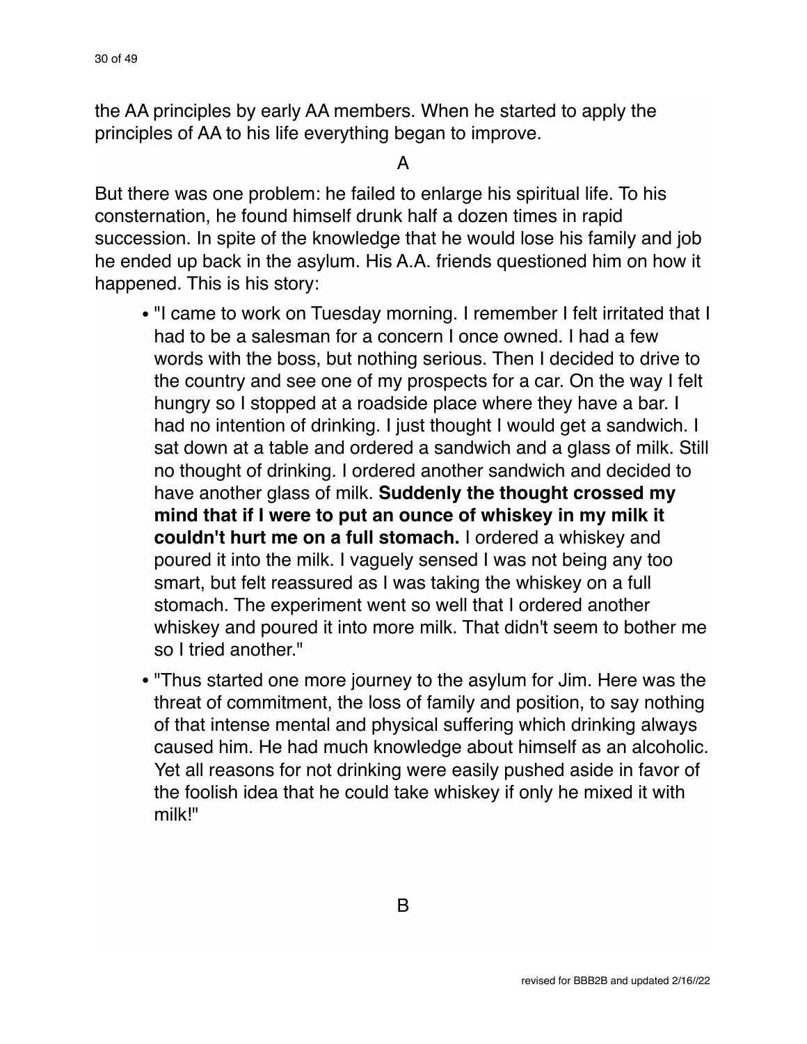the AA principles by early AA members. When he started to apply the principles of AA to his life everything began to improve.

A

But there was one problem: he failed to enlarge his spiritual life. To his consternation, he found himself drunk half a dozen times in rapid succession. In spite of the knowledge that he would lose his family and job he ended up back in the asylum. His A.A. friends questioned him on how it happened. This is his story:

- "I came to work on Tuesday morning. I remember I felt irritated that I had to be a salesman for a concern I once owned. I had a few words with the boss, but nothing serious. Then I decided to drive to the country and see one of my prospects for a car. On the way I felt hungry so I stopped at a roadside place where they have a bar. I had no intention of drinking. I just thought I would get a sandwich. I sat down at a table and ordered a sandwich and a glass of milk. Still no thought of drinking. I ordered another sandwich and decided to have another glass of milk. **Suddenly the thought crossed my mind that if I were to put an ounce of whiskey in my milk it couldn't hurt me on a full stomach.** I ordered a whiskey and poured it into the milk. I vaguely sensed I was not being any too smart, but felt reassured as I was taking the whiskey on a full stomach. The experiment went so well that I ordered another whiskey and poured it into more milk. That didn't seem to bother me so I tried another."
- "Thus started one more journey to the asylum for Jim. Here was the threat of commitment, the loss of family and position, to say nothing of that intense mental and physical suffering which drinking always caused him. He had much knowledge about himself as an alcoholic. Yet all reasons for not drinking were easily pushed aside in favor of the foolish idea that he could take whiskey if only he mixed it with milk!"

B

revised for BBB2B and updated 2/16//22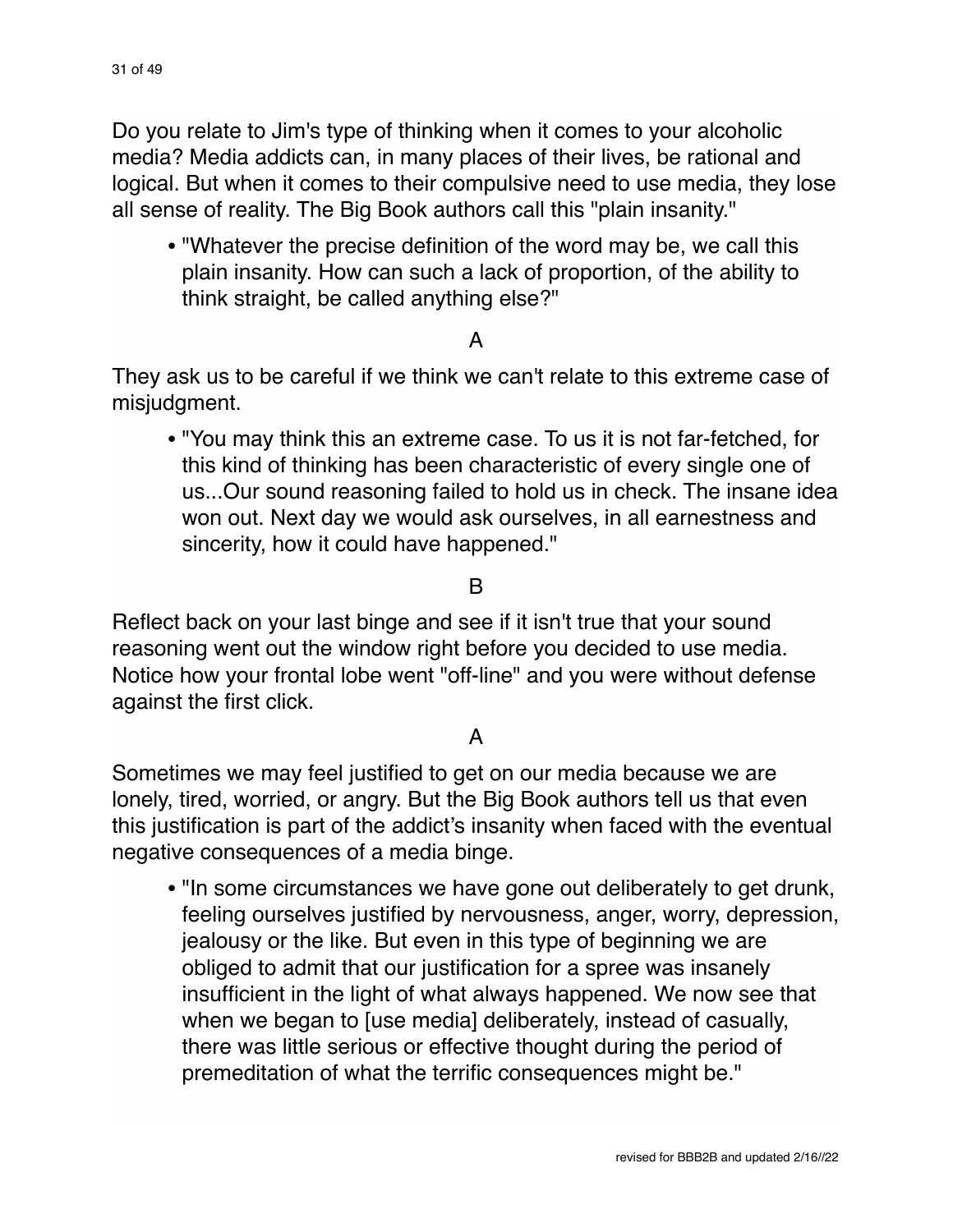Do you relate to Jim's type of thinking when it comes to your alcoholic media? Media addicts can, in many places of their lives, be rational and logical. But when it comes to their compulsive need to use media, they lose all sense of reality. The Big Book authors call this "plain insanity."

- "Whatever the precise definition of the word may be, we call this plain insanity. How can such a lack of proportion, of the ability to think straight, be called anything else?"

A

They ask us to be careful if we think we can't relate to this extreme case of misjudgment.

- "You may think this an extreme case. To us it is not far-fetched, for this kind of thinking has been characteristic of every single one of us...Our sound reasoning failed to hold us in check. The insane idea won out. Next day we would ask ourselves, in all earnestness and sincerity, how it could have happened."

B

Reflect back on your last binge and see if it isn't true that your sound reasoning went out the window right before you decided to use media. Notice how your frontal lobe went "off-line" and you were without defense against the first click.

A

Sometimes we may feel justified to get on our media because we are lonely, tired, worried, or angry. But the Big Book authors tell us that even this justification is part of the addict's insanity when faced with the eventual negative consequences of a media binge.

- "In some circumstances we have gone out deliberately to get drunk, feeling ourselves justified by nervousness, anger, worry, depression, jealousy or the like. But even in this type of beginning we are obliged to admit that our justification for a spree was insanely insufficient in the light of what always happened. We now see that when we began to [use media] deliberately, instead of casually, there was little serious or effective thought during the period of premeditation of what the terrific consequences might be."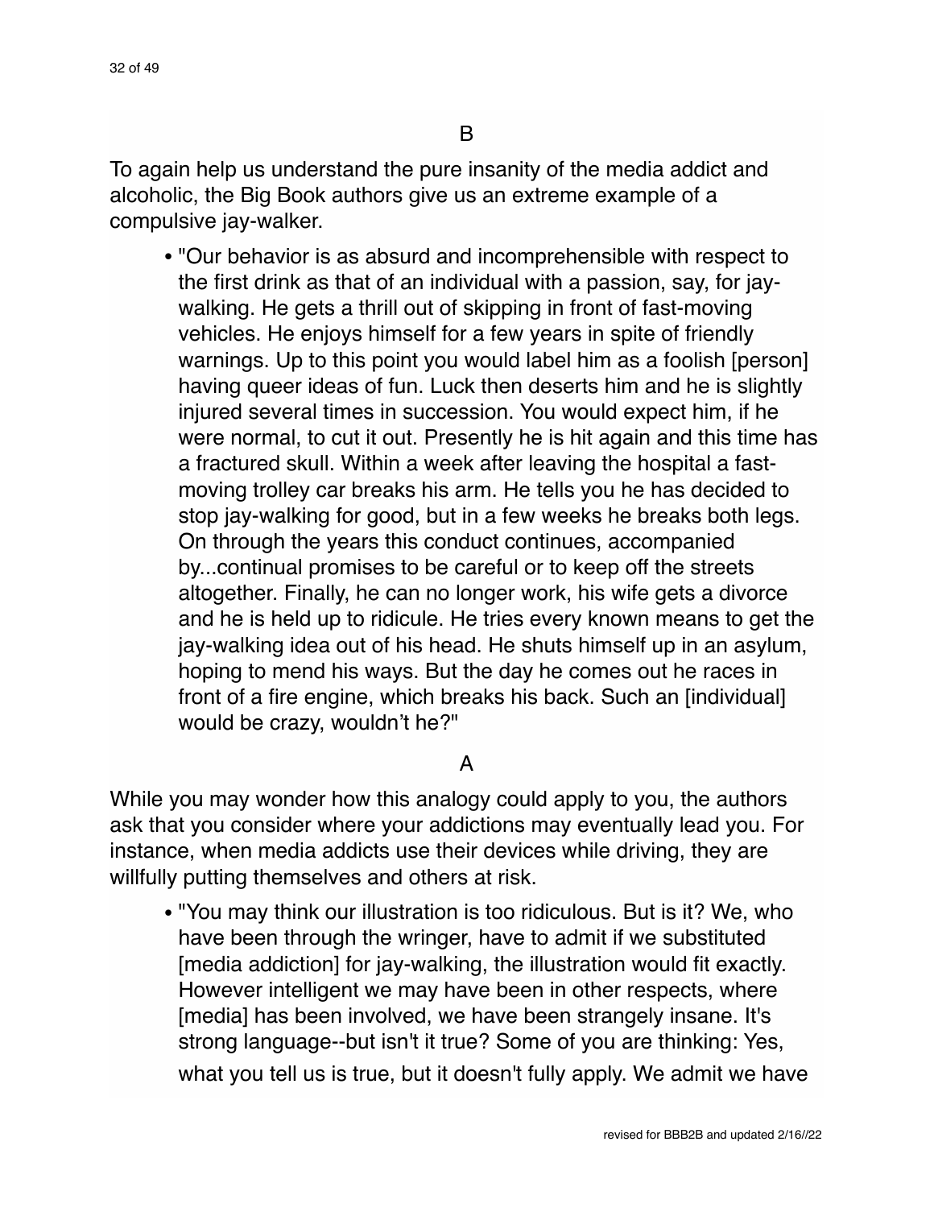B

To again help us understand the pure insanity of the media addict and alcoholic, the Big Book authors give us an extreme example of a compulsive jay-walker.

- "Our behavior is as absurd and incomprehensible with respect to the first drink as that of an individual with a passion, say, for jay-walking. He gets a thrill out of skipping in front of fast-moving vehicles. He enjoys himself for a few years in spite of friendly warnings. Up to this point you would label him as a foolish [person] having queer ideas of fun. Luck then deserts him and he is slightly injured several times in succession. You would expect him, if he were normal, to cut it out. Presently he is hit again and this time has a fractured skull. Within a week after leaving the hospital a fast-moving trolley car breaks his arm. He tells you he has decided to stop jay-walking for good, but in a few weeks he breaks both legs. On through the years this conduct continues, accompanied by...continual promises to be careful or to keep off the streets altogether. Finally, he can no longer work, his wife gets a divorce and he is held up to ridicule. He tries every known means to get the jay-walking idea out of his head. He shuts himself up in an asylum, hoping to mend his ways. But the day he comes out he races in front of a fire engine, which breaks his back. Such an [individual] would be crazy, wouldn't he?"

A

While you may wonder how this analogy could apply to you, the authors ask that you consider where your addictions may eventually lead you. For instance, when media addicts use their devices while driving, they are willfully putting themselves and others at risk.

- "You may think our illustration is too ridiculous. But is it? We, who have been through the wringer, have to admit if we substituted [media addiction] for jay-walking, the illustration would fit exactly. However intelligent we may have been in other respects, where [media] has been involved, we have been strangely insane. It's strong language--but isn't it true? Some of you are thinking: Yes, what you tell us is true, but it doesn't fully apply. We admit we have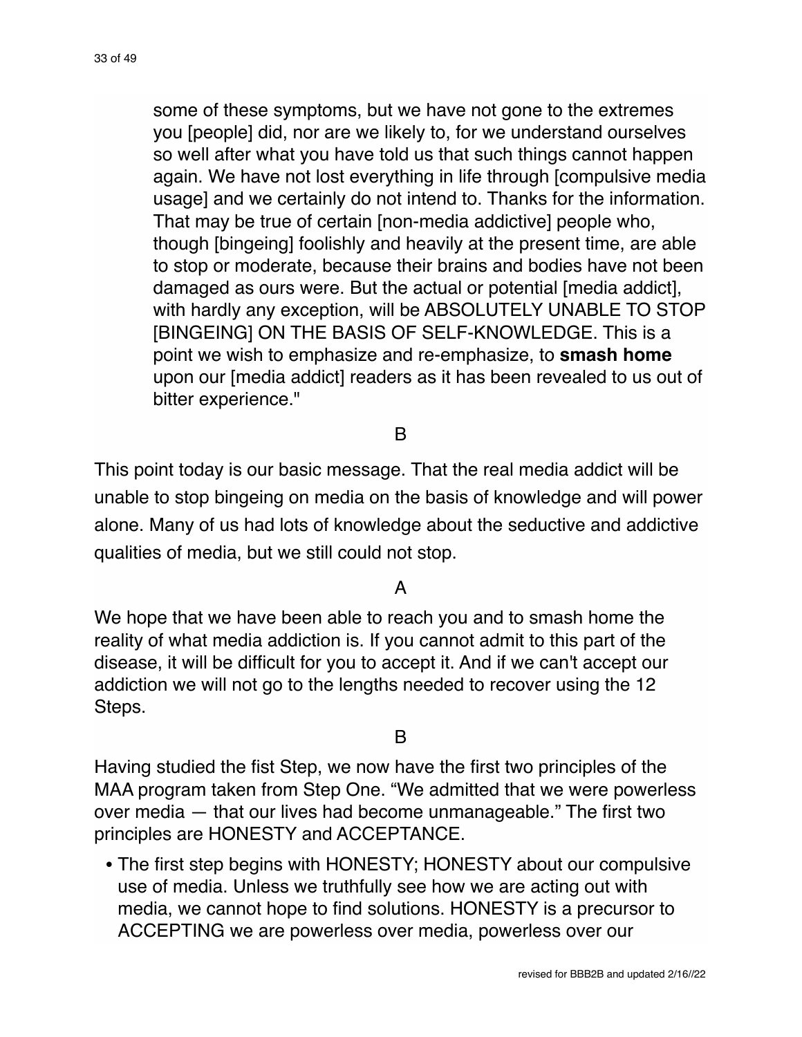> some of these symptoms, but we have not gone to the extremes you [people] did, nor are we likely to, for we understand ourselves so well after what you have told us that such things cannot happen again. We have not lost everything in life through [compulsive media usage] and we certainly do not intend to. Thanks for the information. That may be true of certain [non-media addictive] people who, though [bingeing] foolishly and heavily at the present time, are able to stop or moderate, because their brains and bodies have not been damaged as ours were. But the actual or potential [media addict], with hardly any exception, will be ABSOLUTELY UNABLE TO STOP [BINGEING] ON THE BASIS OF SELF-KNOWLEDGE. This is a point we wish to emphasize and re-emphasize, to **smash home** upon our [media addict] readers as it has been revealed to us out of bitter experience."

B

This point today is our basic message. That the real media addict will be unable to stop bingeing on media on the basis of knowledge and will power alone. Many of us had lots of knowledge about the seductive and addictive qualities of media, but we still could not stop.

A

We hope that we have been able to reach you and to smash home the reality of what media addiction is. If you cannot admit to this part of the disease, it will be difficult for you to accept it. And if we can't accept our addiction we will not go to the lengths needed to recover using the 12 Steps.

B

Having studied the fist Step, we now have the first two principles of the MAA program taken from Step One. “We admitted that we were powerless over media — that our lives had become unmanageable.” The first two principles are HONESTY and ACCEPTANCE.

- The first step begins with HONESTY; HONESTY about our compulsive use of media. Unless we truthfully see how we are acting out with media, we cannot hope to find solutions. HONESTY is a precursor to ACCEPTING we are powerless over media, powerless over our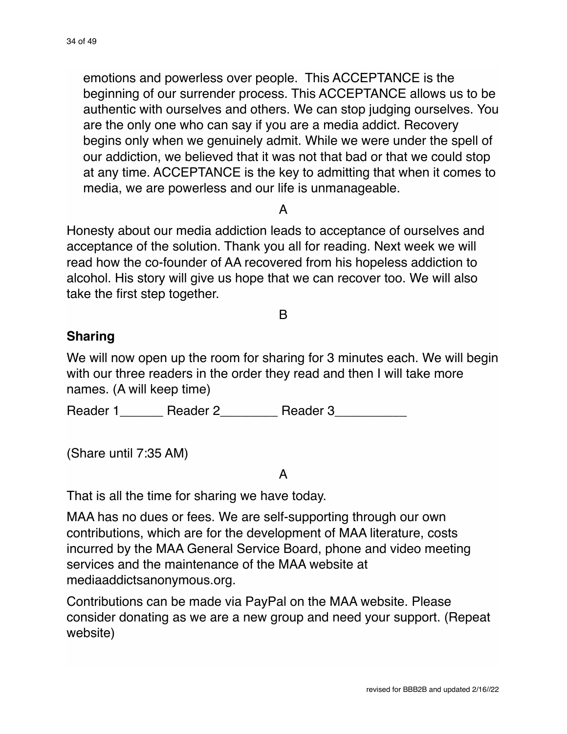emotions and powerless over people.  This ACCEPTANCE is the beginning of our surrender process. This ACCEPTANCE allows us to be authentic with ourselves and others. We can stop judging ourselves. You are the only one who can say if you are a media addict. Recovery begins only when we genuinely admit. While we were under the spell of our addiction, we believed that it was not that bad or that we could stop at any time. ACCEPTANCE is the key to admitting that when it comes to media, we are powerless and our life is unmanageable.

A

Honesty about our media addiction leads to acceptance of ourselves and acceptance of the solution. Thank you all for reading. Next week we will read how the co-founder of AA recovered from his hopeless addiction to alcohol. His story will give us hope that we can recover too. We will also take the first step together.

B

### Sharing

We will now open up the room for sharing for 3 minutes each. We will begin with our three readers in the order they read and then I will take more names. (A will keep time)

Reader 1______ Reader 2________ Reader 3__________

(Share until 7:35 AM)

A

That is all the time for sharing we have today.

MAA has no dues or fees. We are self-supporting through our own contributions, which are for the development of MAA literature, costs incurred by the MAA General Service Board, phone and video meeting services and the maintenance of the MAA website at mediaaddictsanonymous.org.

Contributions can be made via PayPal on the MAA website. Please consider donating as we are a new group and need your support. (Repeat website)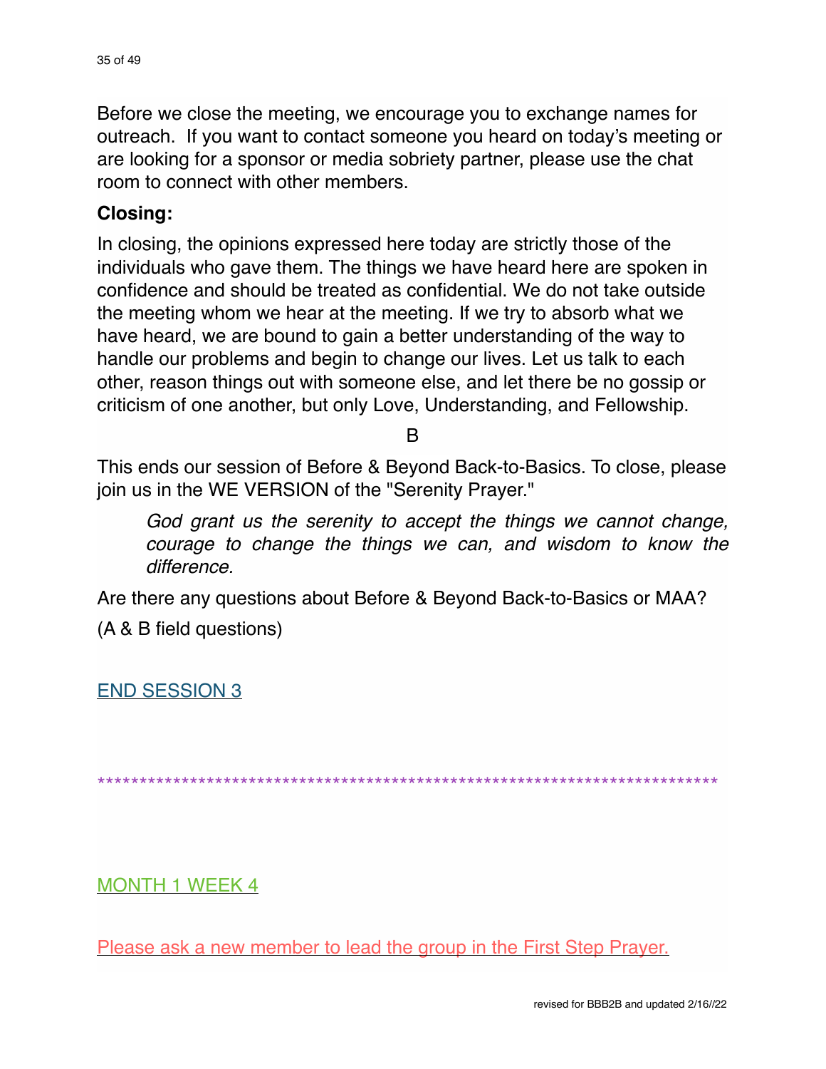Before we close the meeting, we encourage you to exchange names for outreach. If you want to contact someone you heard on today's meeting or are looking for a sponsor or media sobriety partner, please use the chat room to connect with other members.

**Closing:**

In closing, the opinions expressed here today are strictly those of the individuals who gave them. The things we have heard here are spoken in confidence and should be treated as confidential. We do not take outside the meeting whom we hear at the meeting. If we try to absorb what we have heard, we are bound to gain a better understanding of the way to handle our problems and begin to change our lives. Let us talk to each other, reason things out with someone else, and let there be no gossip or criticism of one another, but only Love, Understanding, and Fellowship.

B

This ends our session of Before & Beyond Back-to-Basics. To close, please join us in the WE VERSION of the "Serenity Prayer."

> *God grant us the serenity to accept the things we cannot change, courage to change the things we can, and wisdom to know the difference.*

Are there any questions about Before & Beyond Back-to-Basics or MAA?

(A & B field questions)

END SESSION 3

*****************************************************************************

MONTH 1 WEEK 4

Please ask a new member to lead the group in the First Step Prayer.

revised for BBB2B and updated 2/16//22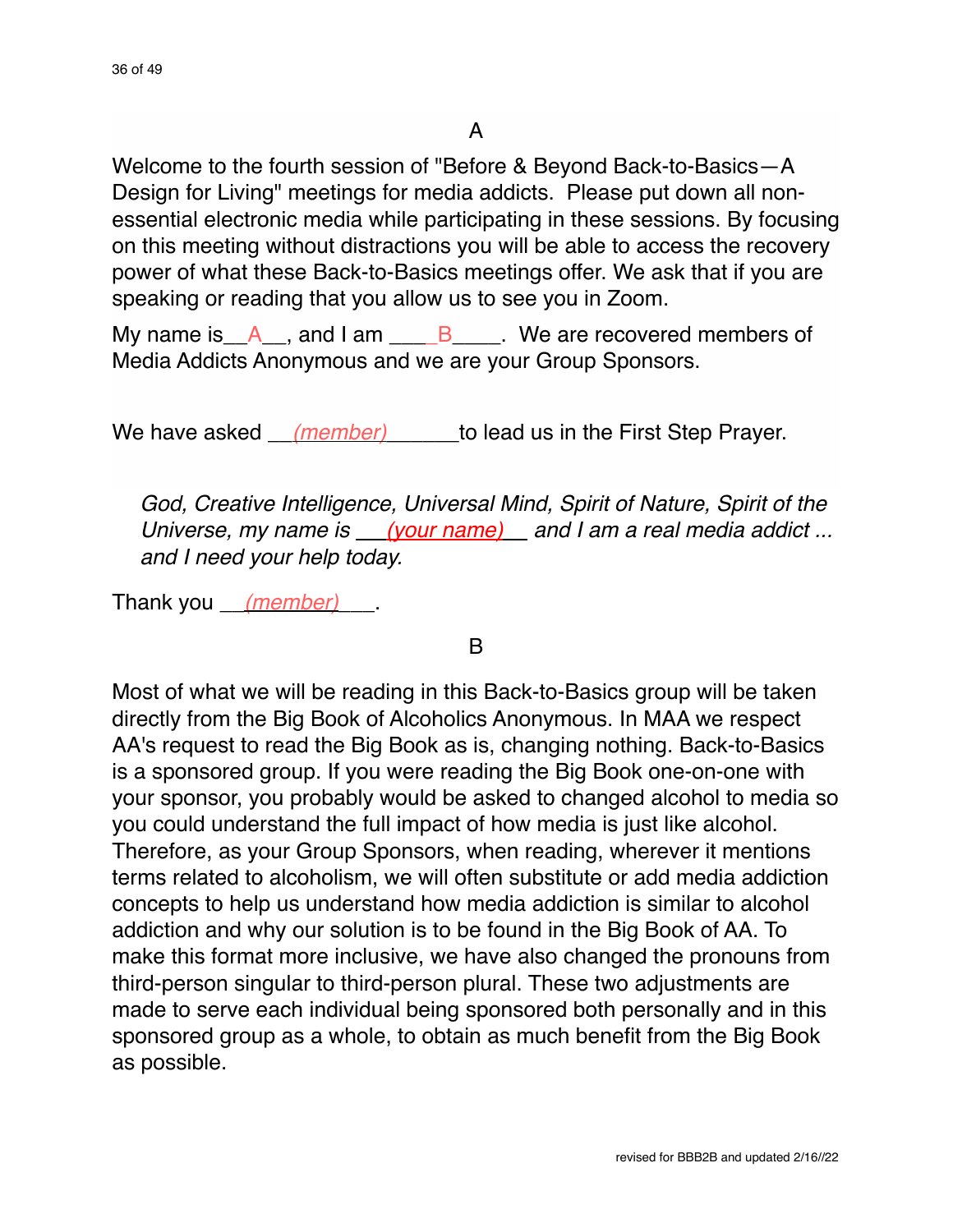A

Welcome to the fourth session of "Before & Beyond Back-to-Basics—A Design for Living" meetings for media addicts. Please put down all non-essential electronic media while participating in these sessions. By focusing on this meeting without distractions you will be able to access the recovery power of what these Back-to-Basics meetings offer. We ask that if you are speaking or reading that you allow us to see you in Zoom.

My name is__A__, and I am ____B____. We are recovered members of Media Addicts Anonymous and we are your Group Sponsors.

We have asked __*(member)*______to lead us in the First Step Prayer.

> *God, Creative Intelligence, Universal Mind, Spirit of Nature, Spirit of the Universe, my name is ___(your name)___ and I am a real media addict ... and I need your help today.*

Thank you __*(member)*___.

B

Most of what we will be reading in this Back-to-Basics group will be taken directly from the Big Book of Alcoholics Anonymous. In MAA we respect AA's request to read the Big Book as is, changing nothing. Back-to-Basics is a sponsored group. If you were reading the Big Book one-on-one with your sponsor, you probably would be asked to changed alcohol to media so you could understand the full impact of how media is just like alcohol. Therefore, as your Group Sponsors, when reading, wherever it mentions terms related to alcoholism, we will often substitute or add media addiction concepts to help us understand how media addiction is similar to alcohol addiction and why our solution is to be found in the Big Book of AA. To make this format more inclusive, we have also changed the pronouns from third-person singular to third-person plural. These two adjustments are made to serve each individual being sponsored both personally and in this sponsored group as a whole, to obtain as much benefit from the Big Book as possible.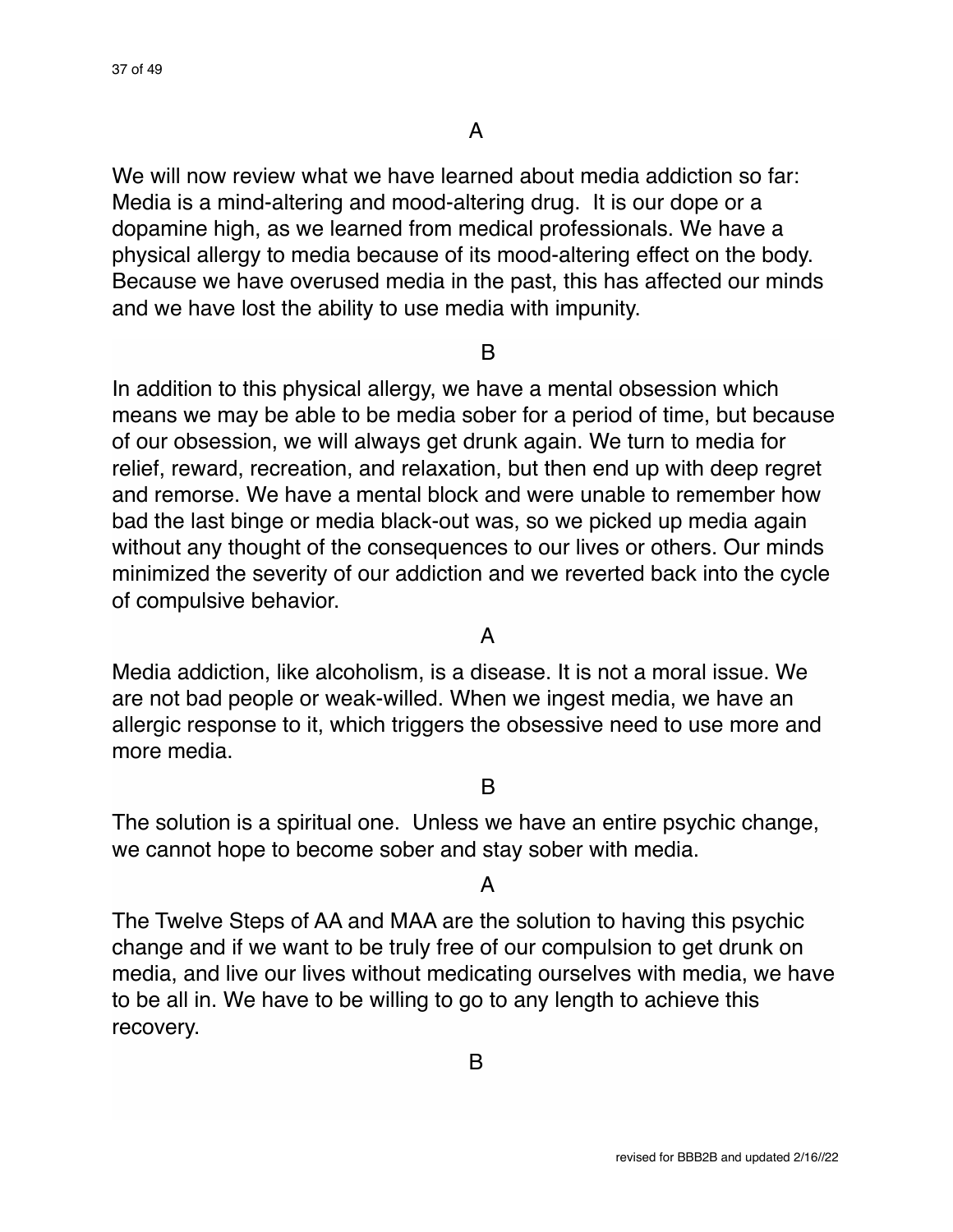A

We will now review what we have learned about media addiction so far: Media is a mind-altering and mood-altering drug. It is our dope or a dopamine high, as we learned from medical professionals. We have a physical allergy to media because of its mood-altering effect on the body. Because we have overused media in the past, this has affected our minds and we have lost the ability to use media with impunity.

B

In addition to this physical allergy, we have a mental obsession which means we may be able to be media sober for a period of time, but because of our obsession, we will always get drunk again. We turn to media for relief, reward, recreation, and relaxation, but then end up with deep regret and remorse. We have a mental block and were unable to remember how bad the last binge or media black-out was, so we picked up media again without any thought of the consequences to our lives or others. Our minds minimized the severity of our addiction and we reverted back into the cycle of compulsive behavior.

A

Media addiction, like alcoholism, is a disease. It is not a moral issue. We are not bad people or weak-willed. When we ingest media, we have an allergic response to it, which triggers the obsessive need to use more and more media.

B

The solution is a spiritual one. Unless we have an entire psychic change, we cannot hope to become sober and stay sober with media.

A

The Twelve Steps of AA and MAA are the solution to having this psychic change and if we want to be truly free of our compulsion to get drunk on media, and live our lives without medicating ourselves with media, we have to be all in. We have to be willing to go to any length to achieve this recovery.

B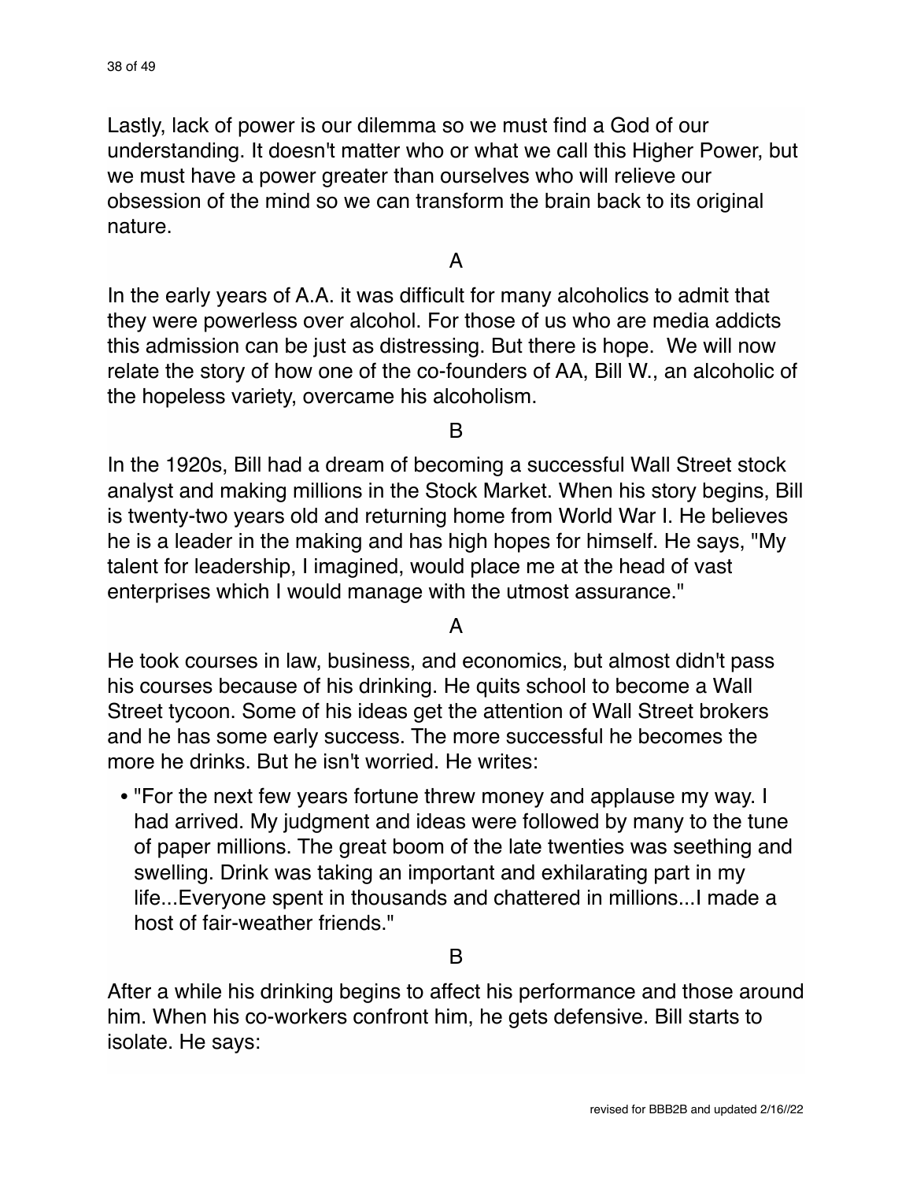Lastly, lack of power is our dilemma so we must find a God of our understanding. It doesn't matter who or what we call this Higher Power, but we must have a power greater than ourselves who will relieve our obsession of the mind so we can transform the brain back to its original nature.

A

In the early years of A.A. it was difficult for many alcoholics to admit that they were powerless over alcohol. For those of us who are media addicts this admission can be just as distressing. But there is hope. We will now relate the story of how one of the co-founders of AA, Bill W., an alcoholic of the hopeless variety, overcame his alcoholism.

B

In the 1920s, Bill had a dream of becoming a successful Wall Street stock analyst and making millions in the Stock Market. When his story begins, Bill is twenty-two years old and returning home from World War I. He believes he is a leader in the making and has high hopes for himself. He says, "My talent for leadership, I imagined, would place me at the head of vast enterprises which I would manage with the utmost assurance."

A

He took courses in law, business, and economics, but almost didn't pass his courses because of his drinking. He quits school to become a Wall Street tycoon. Some of his ideas get the attention of Wall Street brokers and he has some early success. The more successful he becomes the more he drinks. But he isn't worried. He writes:

- "For the next few years fortune threw money and applause my way. I had arrived. My judgment and ideas were followed by many to the tune of paper millions. The great boom of the late twenties was seething and swelling. Drink was taking an important and exhilarating part in my life...Everyone spent in thousands and chattered in millions...I made a host of fair-weather friends."

B

After a while his drinking begins to affect his performance and those around him. When his co-workers confront him, he gets defensive. Bill starts to isolate. He says: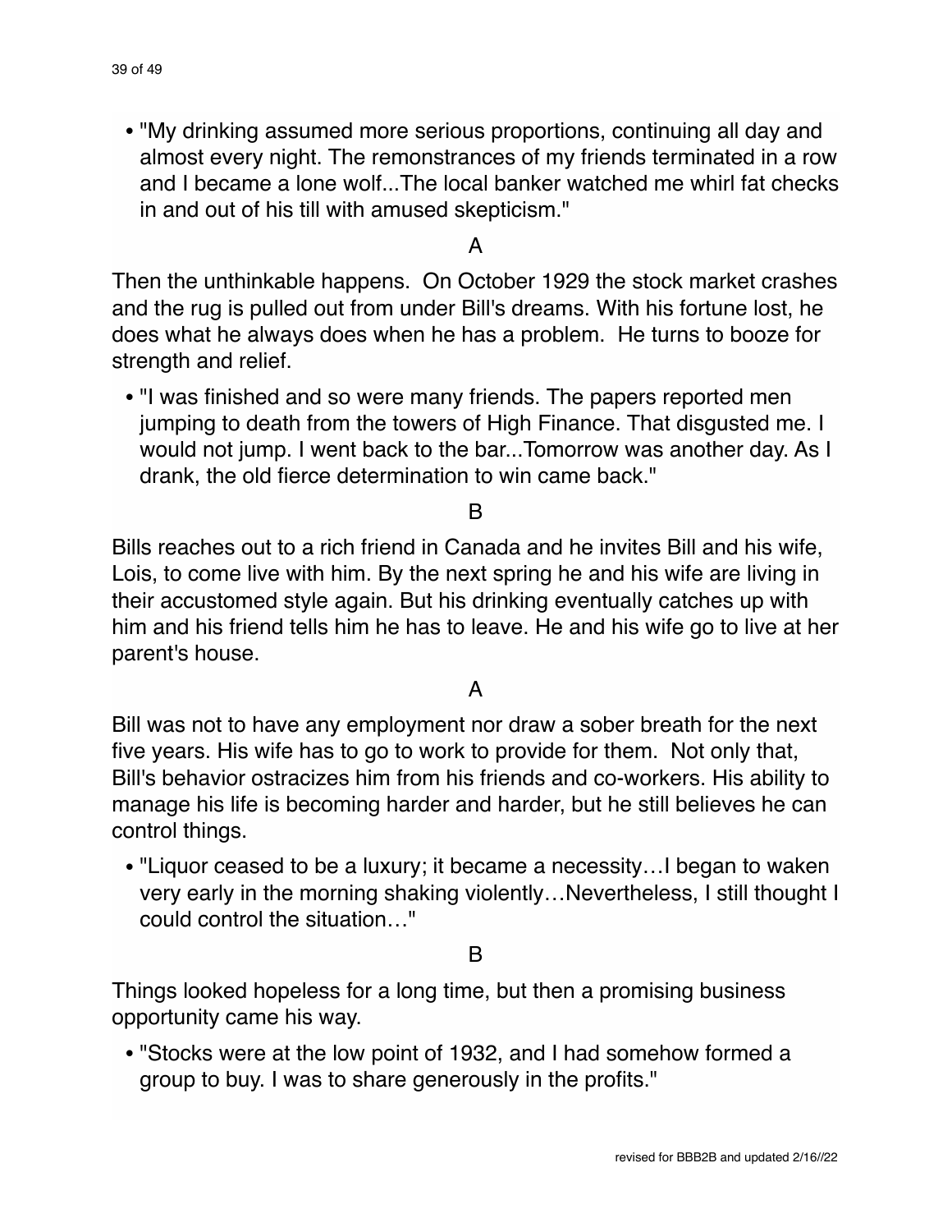- "My drinking assumed more serious proportions, continuing all day and almost every night. The remonstrances of my friends terminated in a row and I became a lone wolf...The local banker watched me whirl fat checks in and out of his till with amused skepticism."

A

Then the unthinkable happens. On October 1929 the stock market crashes and the rug is pulled out from under Bill's dreams. With his fortune lost, he does what he always does when he has a problem. He turns to booze for strength and relief.

- "I was finished and so were many friends. The papers reported men jumping to death from the towers of High Finance. That disgusted me. I would not jump. I went back to the bar...Tomorrow was another day. As I drank, the old fierce determination to win came back."

B

Bills reaches out to a rich friend in Canada and he invites Bill and his wife, Lois, to come live with him. By the next spring he and his wife are living in their accustomed style again. But his drinking eventually catches up with him and his friend tells him he has to leave. He and his wife go to live at her parent's house.

A

Bill was not to have any employment nor draw a sober breath for the next five years. His wife has to go to work to provide for them. Not only that, Bill's behavior ostracizes him from his friends and co-workers. His ability to manage his life is becoming harder and harder, but he still believes he can control things.

- "Liquor ceased to be a luxury; it became a necessity…I began to waken very early in the morning shaking violently…Nevertheless, I still thought I could control the situation…"

B

Things looked hopeless for a long time, but then a promising business opportunity came his way.

- "Stocks were at the low point of 1932, and I had somehow formed a group to buy. I was to share generously in the profits."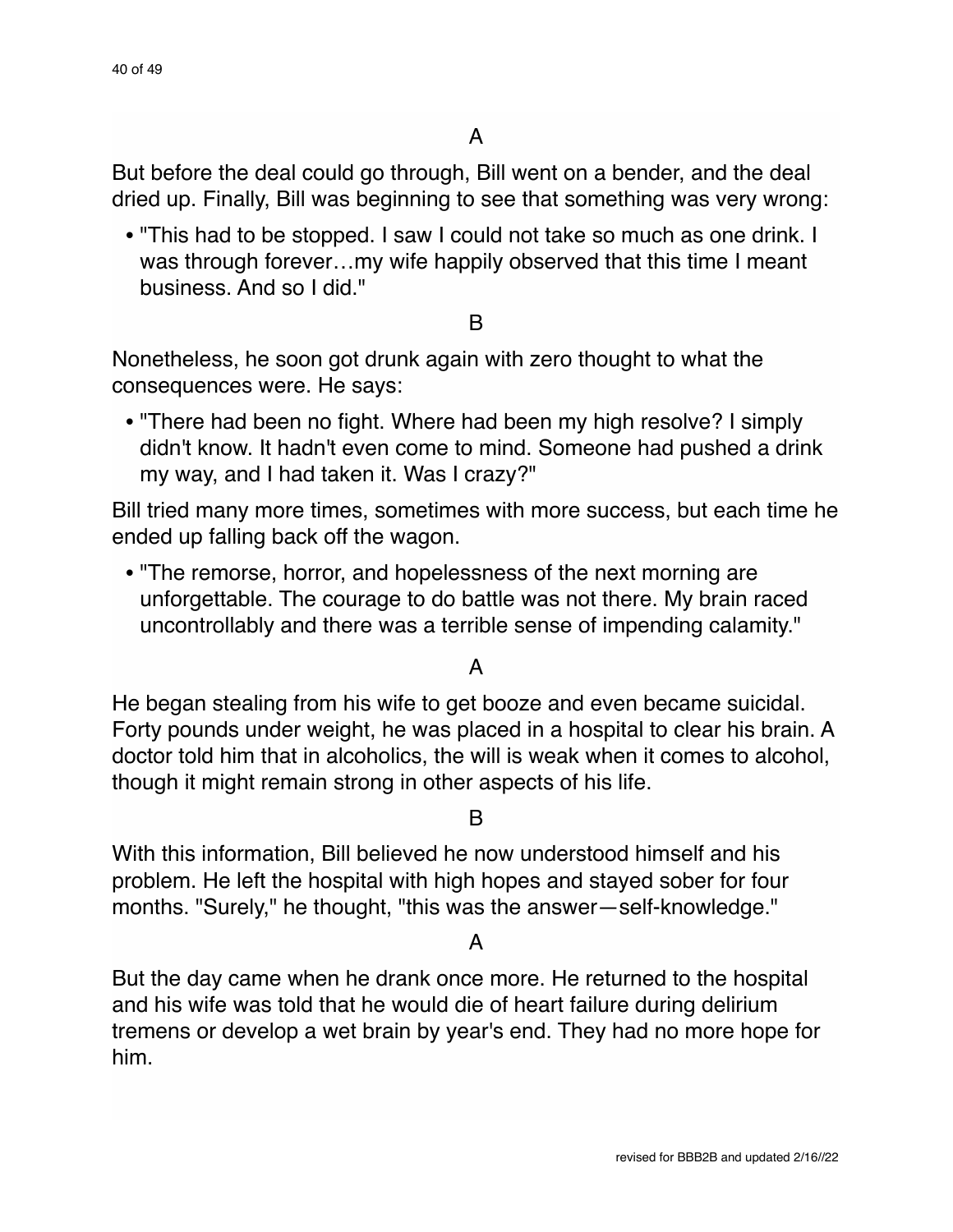A

But before the deal could go through, Bill went on a bender, and the deal dried up. Finally, Bill was beginning to see that something was very wrong:

- "This had to be stopped. I saw I could not take so much as one drink. I was through forever…my wife happily observed that this time I meant business. And so I did."

B

Nonetheless, he soon got drunk again with zero thought to what the consequences were. He says:

- "There had been no fight. Where had been my high resolve? I simply didn't know. It hadn't even come to mind. Someone had pushed a drink my way, and I had taken it. Was I crazy?"

Bill tried many more times, sometimes with more success, but each time he ended up falling back off the wagon.

- "The remorse, horror, and hopelessness of the next morning are unforgettable. The courage to do battle was not there. My brain raced uncontrollably and there was a terrible sense of impending calamity."

A

He began stealing from his wife to get booze and even became suicidal. Forty pounds under weight, he was placed in a hospital to clear his brain. A doctor told him that in alcoholics, the will is weak when it comes to alcohol, though it might remain strong in other aspects of his life.

B

With this information, Bill believed he now understood himself and his problem. He left the hospital with high hopes and stayed sober for four months. "Surely," he thought, "this was the answer—self-knowledge."

A

But the day came when he drank once more. He returned to the hospital and his wife was told that he would die of heart failure during delirium tremens or develop a wet brain by year's end. They had no more hope for him.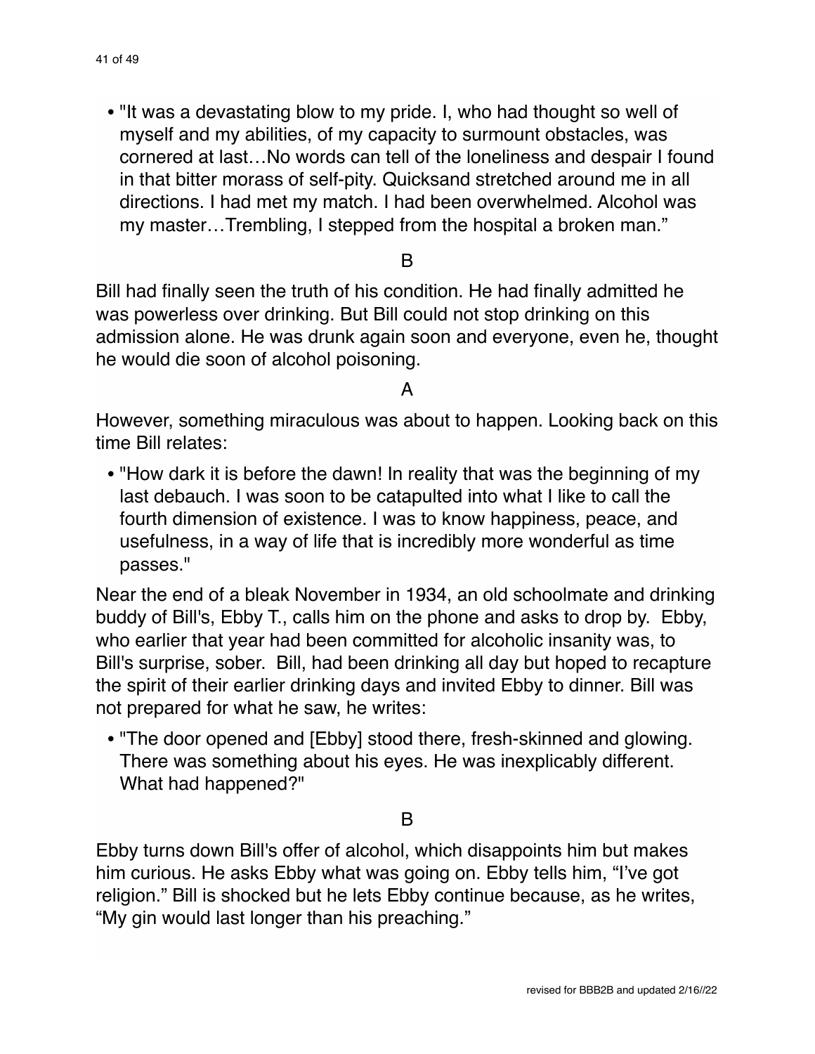- "It was a devastating blow to my pride. I, who had thought so well of myself and my abilities, of my capacity to surmount obstacles, was cornered at last…No words can tell of the loneliness and despair I found in that bitter morass of self-pity. Quicksand stretched around me in all directions. I had met my match. I had been overwhelmed. Alcohol was my master…Trembling, I stepped from the hospital a broken man."

B

Bill had finally seen the truth of his condition. He had finally admitted he was powerless over drinking. But Bill could not stop drinking on this admission alone. He was drunk again soon and everyone, even he, thought he would die soon of alcohol poisoning.

A

However, something miraculous was about to happen. Looking back on this time Bill relates:

- "How dark it is before the dawn! In reality that was the beginning of my last debauch. I was soon to be catapulted into what I like to call the fourth dimension of existence. I was to know happiness, peace, and usefulness, in a way of life that is incredibly more wonderful as time passes."

Near the end of a bleak November in 1934, an old schoolmate and drinking buddy of Bill's, Ebby T., calls him on the phone and asks to drop by. Ebby, who earlier that year had been committed for alcoholic insanity was, to Bill's surprise, sober. Bill, had been drinking all day but hoped to recapture the spirit of their earlier drinking days and invited Ebby to dinner. Bill was not prepared for what he saw, he writes:

- "The door opened and [Ebby] stood there, fresh-skinned and glowing. There was something about his eyes. He was inexplicably different. What had happened?"

B

Ebby turns down Bill's offer of alcohol, which disappoints him but makes him curious. He asks Ebby what was going on. Ebby tells him, "I've got religion." Bill is shocked but he lets Ebby continue because, as he writes, "My gin would last longer than his preaching."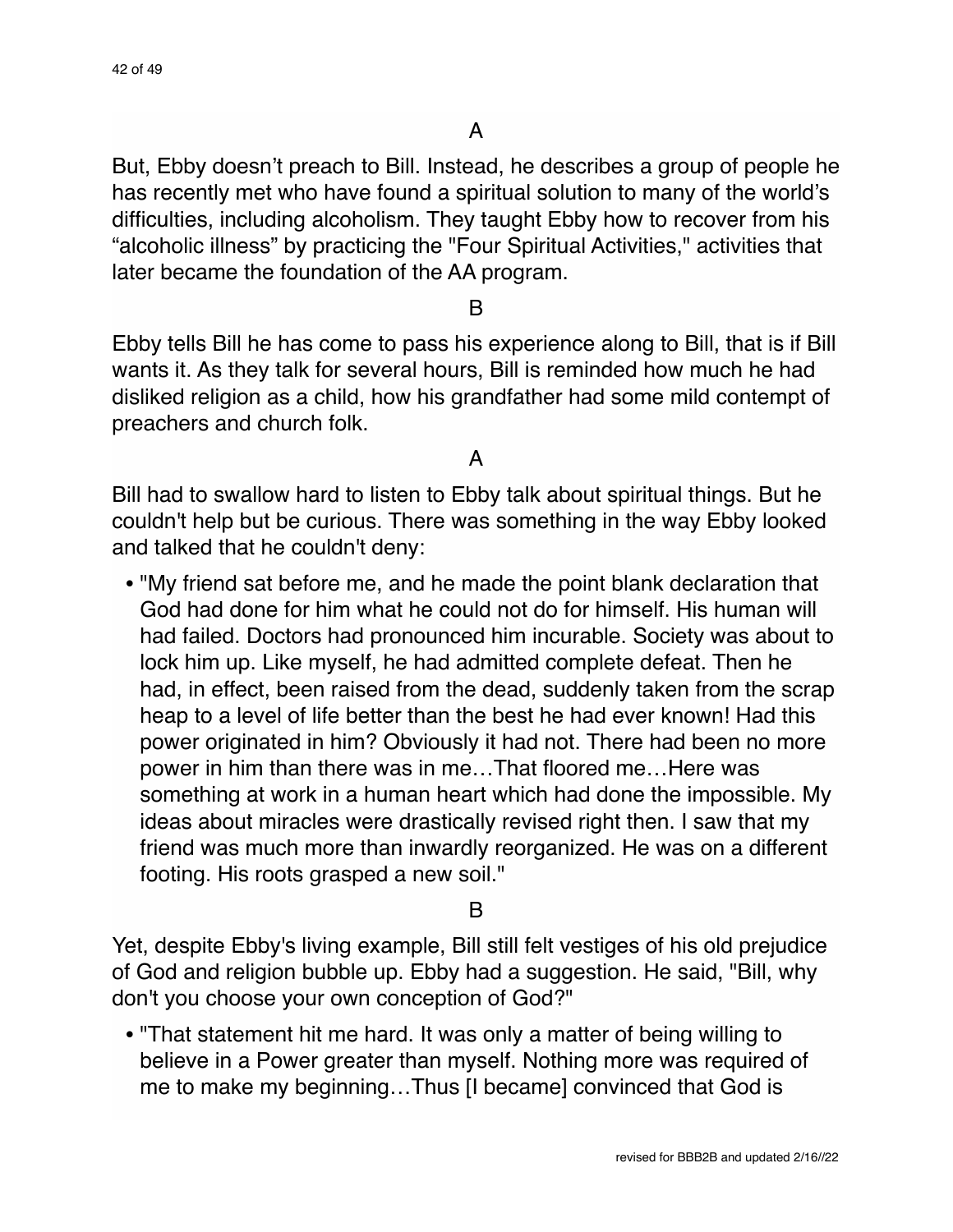A

But, Ebby doesn't preach to Bill. Instead, he describes a group of people he has recently met who have found a spiritual solution to many of the world's difficulties, including alcoholism. They taught Ebby how to recover from his "alcoholic illness" by practicing the "Four Spiritual Activities," activities that later became the foundation of the AA program.

B

Ebby tells Bill he has come to pass his experience along to Bill, that is if Bill wants it. As they talk for several hours, Bill is reminded how much he had disliked religion as a child, how his grandfather had some mild contempt of preachers and church folk.

A

Bill had to swallow hard to listen to Ebby talk about spiritual things. But he couldn't help but be curious. There was something in the way Ebby looked and talked that he couldn't deny:

- "My friend sat before me, and he made the point blank declaration that God had done for him what he could not do for himself. His human will had failed. Doctors had pronounced him incurable. Society was about to lock him up. Like myself, he had admitted complete defeat. Then he had, in effect, been raised from the dead, suddenly taken from the scrap heap to a level of life better than the best he had ever known! Had this power originated in him? Obviously it had not. There had been no more power in him than there was in me…That floored me…Here was something at work in a human heart which had done the impossible. My ideas about miracles were drastically revised right then. I saw that my friend was much more than inwardly reorganized. He was on a different footing. His roots grasped a new soil."

B

Yet, despite Ebby's living example, Bill still felt vestiges of his old prejudice of God and religion bubble up. Ebby had a suggestion. He said, "Bill, why don't you choose your own conception of God?"

- "That statement hit me hard. It was only a matter of being willing to believe in a Power greater than myself. Nothing more was required of me to make my beginning…Thus [I became] convinced that God is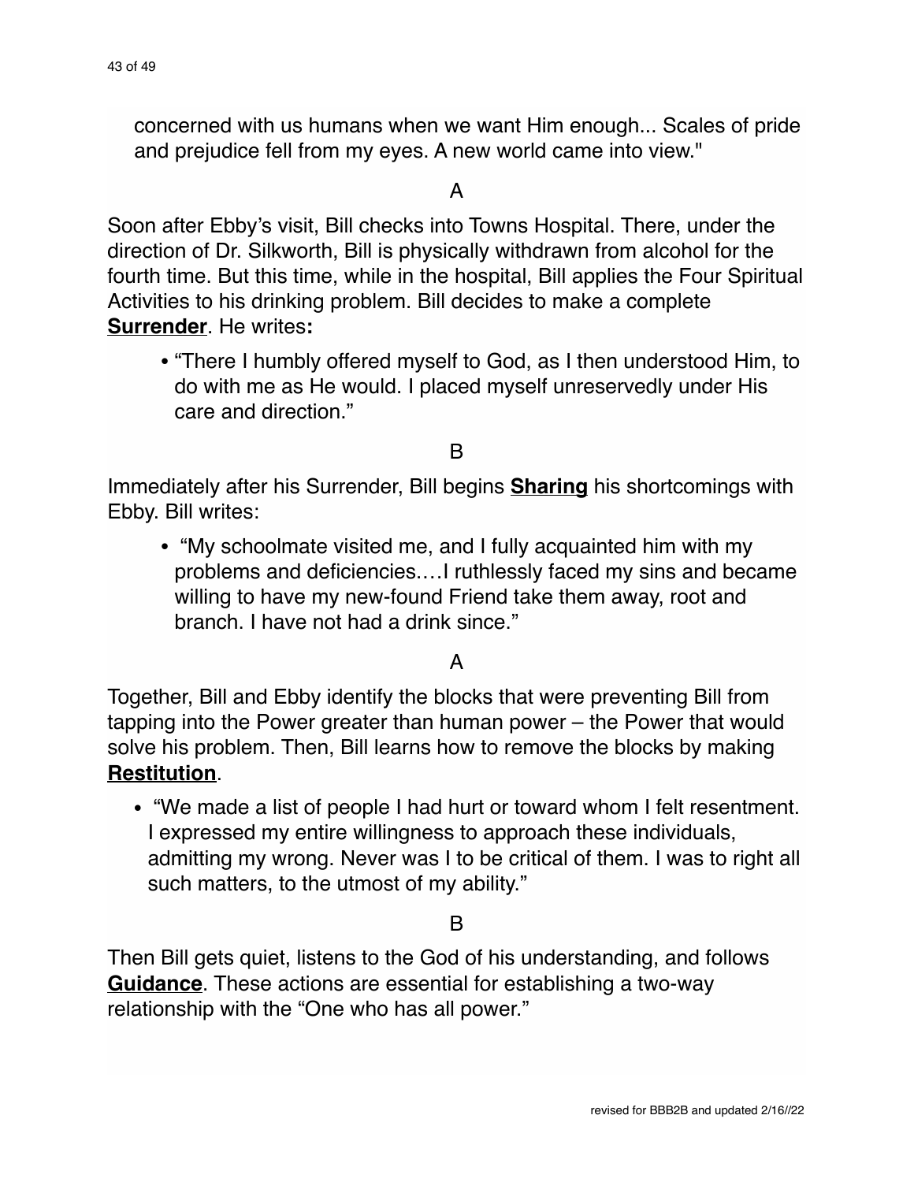concerned with us humans when we want Him enough... Scales of pride and prejudice fell from my eyes. A new world came into view."

A

Soon after Ebby's visit, Bill checks into Towns Hospital. There, under the direction of Dr. Silkworth, Bill is physically withdrawn from alcohol for the fourth time. But this time, while in the hospital, Bill applies the Four Spiritual Activities to his drinking problem. Bill decides to make a complete **<u>Surrender</u>**. He writes**:**

- "There I humbly offered myself to God, as I then understood Him, to do with me as He would. I placed myself unreservedly under His care and direction."

B

Immediately after his Surrender, Bill begins **<u>Sharing</u>** his shortcomings with Ebby. Bill writes:

- "My schoolmate visited me, and I fully acquainted him with my problems and deficiencies.…I ruthlessly faced my sins and became willing to have my new-found Friend take them away, root and branch. I have not had a drink since."

A

Together, Bill and Ebby identify the blocks that were preventing Bill from tapping into the Power greater than human power – the Power that would solve his problem. Then, Bill learns how to remove the blocks by making **<u>Restitution</u>**.

- "We made a list of people I had hurt or toward whom I felt resentment. I expressed my entire willingness to approach these individuals, admitting my wrong. Never was I to be critical of them. I was to right all such matters, to the utmost of my ability."

B

Then Bill gets quiet, listens to the God of his understanding, and follows **<u>Guidance</u>**. These actions are essential for establishing a two-way relationship with the "One who has all power."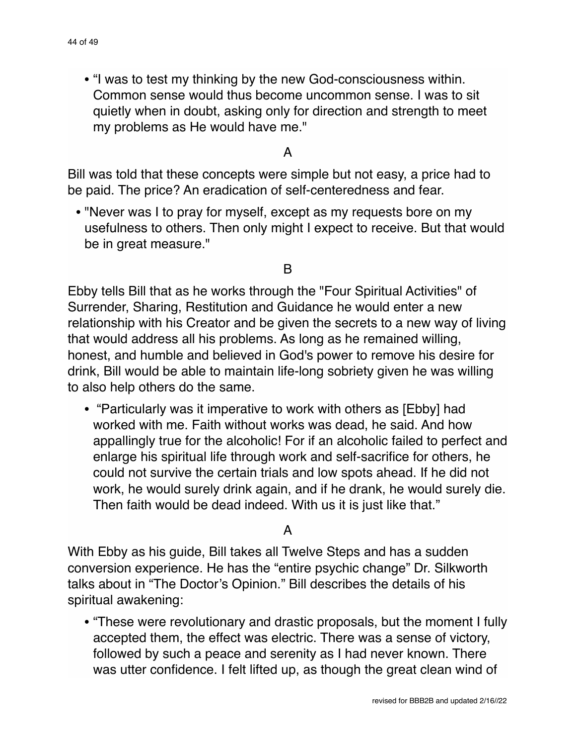- “I was to test my thinking by the new God-consciousness within. Common sense would thus become uncommon sense. I was to sit quietly when in doubt, asking only for direction and strength to meet my problems as He would have me."

A

Bill was told that these concepts were simple but not easy, a price had to be paid. The price? An eradication of self-centeredness and fear.

- "Never was I to pray for myself, except as my requests bore on my usefulness to others. Then only might I expect to receive. But that would be in great measure."

B

Ebby tells Bill that as he works through the "Four Spiritual Activities" of Surrender, Sharing, Restitution and Guidance he would enter a new relationship with his Creator and be given the secrets to a new way of living that would address all his problems. As long as he remained willing, honest, and humble and believed in God's power to remove his desire for drink, Bill would be able to maintain life-long sobriety given he was willing to also help others do the same.

- “Particularly was it imperative to work with others as [Ebby] had worked with me. Faith without works was dead, he said. And how appallingly true for the alcoholic! For if an alcoholic failed to perfect and enlarge his spiritual life through work and self-sacrifice for others, he could not survive the certain trials and low spots ahead. If he did not work, he would surely drink again, and if he drank, he would surely die. Then faith would be dead indeed. With us it is just like that.”

A

With Ebby as his guide, Bill takes all Twelve Steps and has a sudden conversion experience. He has the “entire psychic change” Dr. Silkworth talks about in “The Doctor’s Opinion.” Bill describes the details of his spiritual awakening:

- “These were revolutionary and drastic proposals, but the moment I fully accepted them, the effect was electric. There was a sense of victory, followed by such a peace and serenity as I had never known. There was utter confidence. I felt lifted up, as though the great clean wind of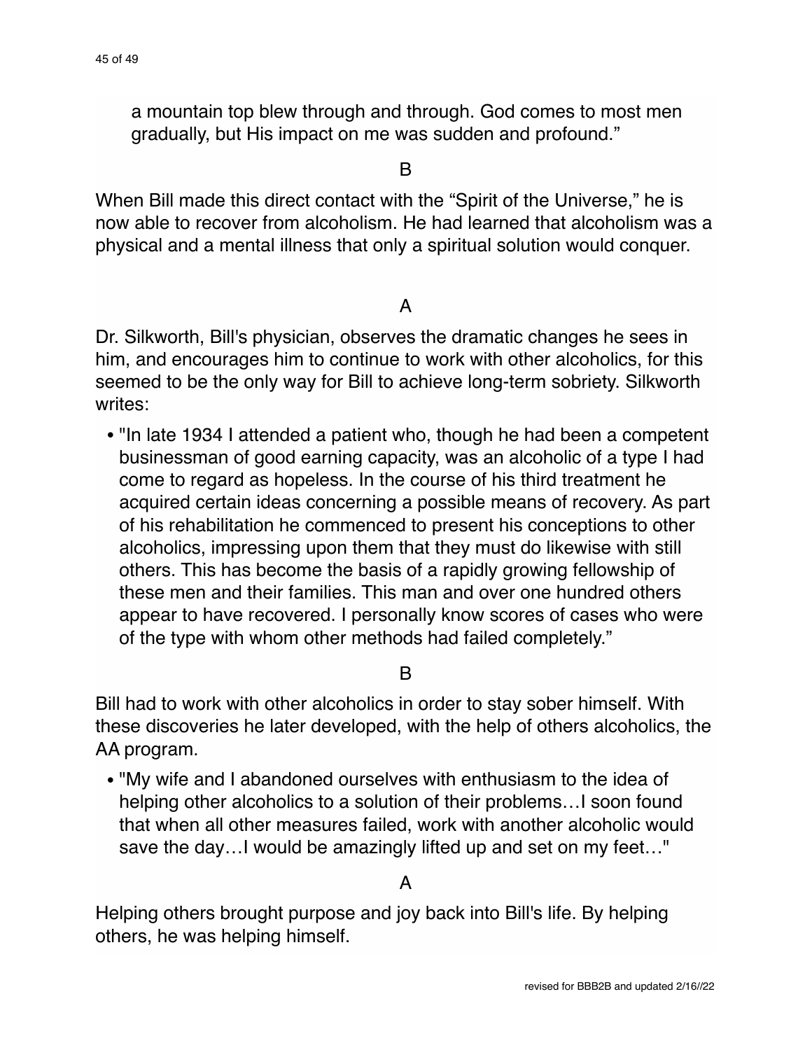a mountain top blew through and through. God comes to most men gradually, but His impact on me was sudden and profound."

B

When Bill made this direct contact with the "Spirit of the Universe," he is now able to recover from alcoholism. He had learned that alcoholism was a physical and a mental illness that only a spiritual solution would conquer.

A

Dr. Silkworth, Bill's physician, observes the dramatic changes he sees in him, and encourages him to continue to work with other alcoholics, for this seemed to be the only way for Bill to achieve long-term sobriety. Silkworth writes:

- "In late 1934 I attended a patient who, though he had been a competent businessman of good earning capacity, was an alcoholic of a type I had come to regard as hopeless. In the course of his third treatment he acquired certain ideas concerning a possible means of recovery. As part of his rehabilitation he commenced to present his conceptions to other alcoholics, impressing upon them that they must do likewise with still others. This has become the basis of a rapidly growing fellowship of these men and their families. This man and over one hundred others appear to have recovered. I personally know scores of cases who were of the type with whom other methods had failed completely."

B

Bill had to work with other alcoholics in order to stay sober himself. With these discoveries he later developed, with the help of others alcoholics, the AA program.

- "My wife and I abandoned ourselves with enthusiasm to the idea of helping other alcoholics to a solution of their problems…I soon found that when all other measures failed, work with another alcoholic would save the day…I would be amazingly lifted up and set on my feet…"

A

Helping others brought purpose and joy back into Bill's life. By helping others, he was helping himself.

revised for BBB2B and updated 2/16//22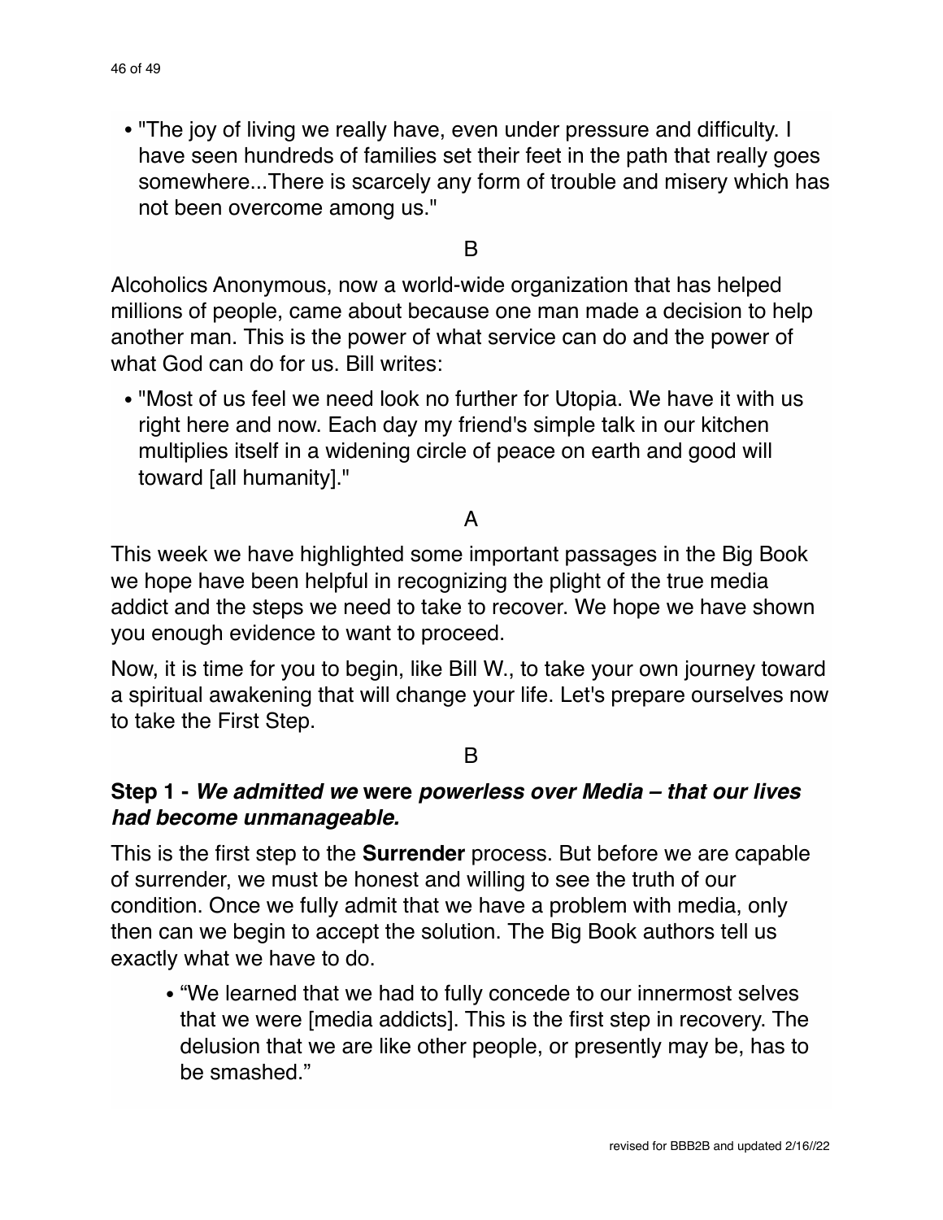- "The joy of living we really have, even under pressure and difficulty. I have seen hundreds of families set their feet in the path that really goes somewhere...There is scarcely any form of trouble and misery which has not been overcome among us."

B

Alcoholics Anonymous, now a world-wide organization that has helped millions of people, came about because one man made a decision to help another man. This is the power of what service can do and the power of what God can do for us. Bill writes:

- "Most of us feel we need look no further for Utopia. We have it with us right here and now. Each day my friend's simple talk in our kitchen multiplies itself in a widening circle of peace on earth and good will toward [all humanity]."

A

This week we have highlighted some important passages in the Big Book we hope have been helpful in recognizing the plight of the true media addict and the steps we need to take to recover. We hope we have shown you enough evidence to want to proceed.

Now, it is time for you to begin, like Bill W., to take your own journey toward a spiritual awakening that will change your life. Let's prepare ourselves now to take the First Step.

B

**Step 1 -** ***We admitted we*** **were** ***powerless over Media – that our lives had become unmanageable.***

This is the first step to the **Surrender** process. But before we are capable of surrender, we must be honest and willing to see the truth of our condition. Once we fully admit that we have a problem with media, only then can we begin to accept the solution. The Big Book authors tell us exactly what we have to do.

- "We learned that we had to fully concede to our innermost selves that we were [media addicts]. This is the first step in recovery. The delusion that we are like other people, or presently may be, has to be smashed."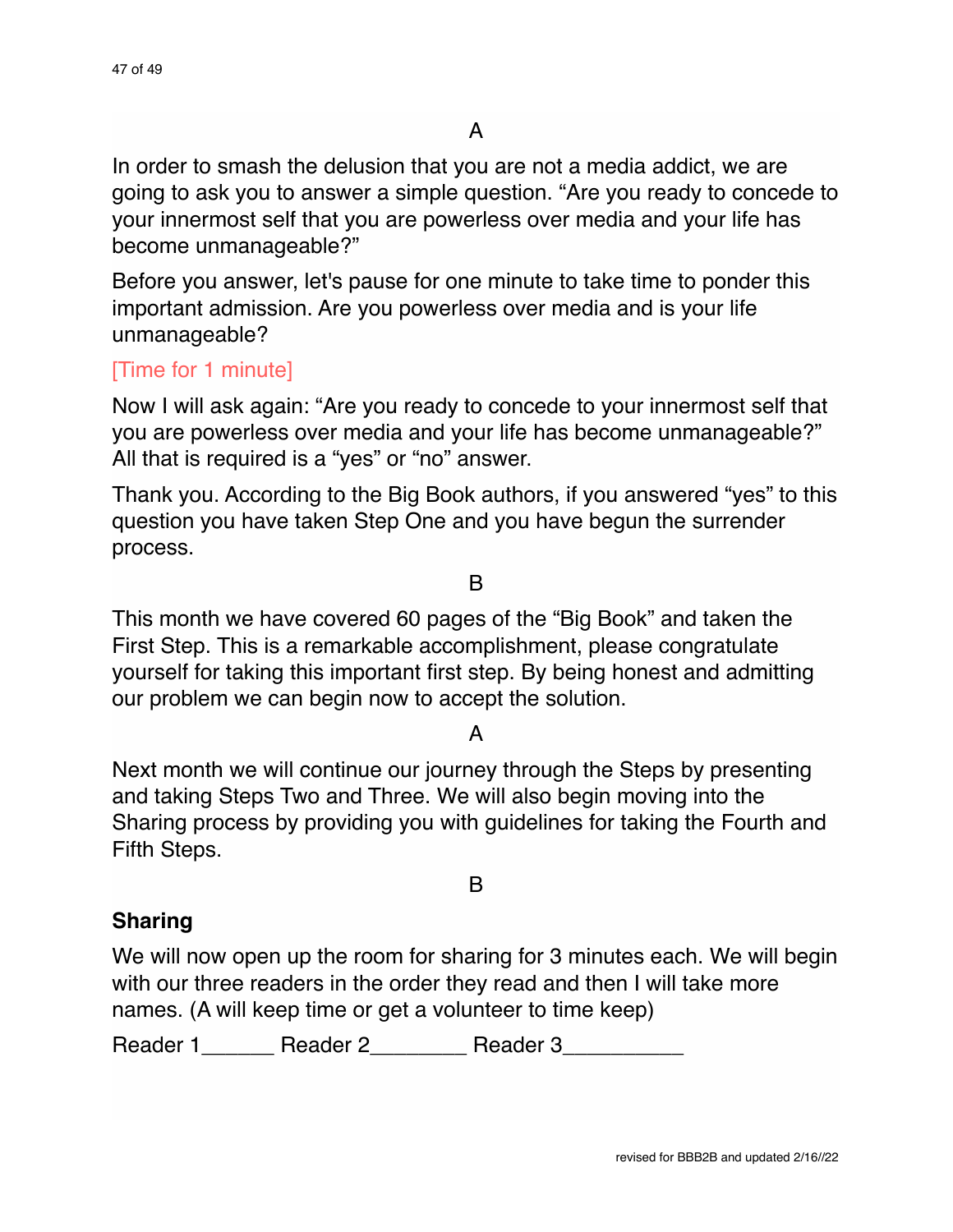A

In order to smash the delusion that you are not a media addict, we are going to ask you to answer a simple question. “Are you ready to concede to your innermost self that you are powerless over media and your life has become unmanageable?”

Before you answer, let's pause for one minute to take time to ponder this important admission. Are you powerless over media and is your life unmanageable?

[Time for 1 minute]

Now I will ask again: “Are you ready to concede to your innermost self that you are powerless over media and your life has become unmanageable?” All that is required is a “yes” or “no” answer.

Thank you. According to the Big Book authors, if you answered “yes” to this question you have taken Step One and you have begun the surrender process.

B

This month we have covered 60 pages of the “Big Book” and taken the First Step. This is a remarkable accomplishment, please congratulate yourself for taking this important first step. By being honest and admitting our problem we can begin now to accept the solution.

A

Next month we will continue our journey through the Steps by presenting and taking Steps Two and Three. We will also begin moving into the Sharing process by providing you with guidelines for taking the Fourth and Fifth Steps.

B

**Sharing**

We will now open up the room for sharing for 3 minutes each. We will begin with our three readers in the order they read and then I will take more names. (A will keep time or get a volunteer to time keep)

Reader 1______ Reader 2________ Reader 3__________

revised for BBB2B and updated 2/16//22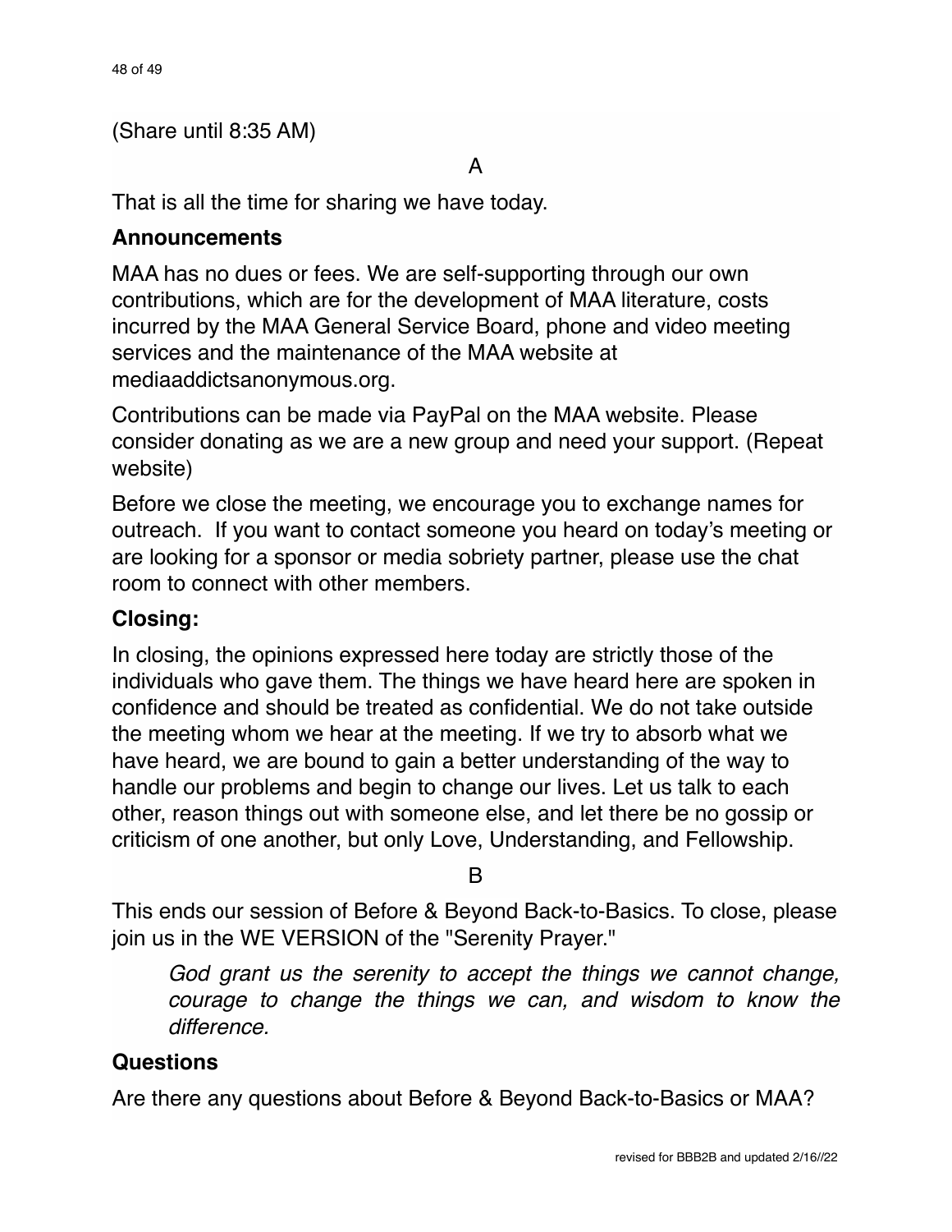(Share until 8:35 AM)

A

That is all the time for sharing we have today.

**Announcements**

MAA has no dues or fees. We are self-supporting through our own contributions, which are for the development of MAA literature, costs incurred by the MAA General Service Board, phone and video meeting services and the maintenance of the MAA website at mediaaddictsanonymous.org.

Contributions can be made via PayPal on the MAA website. Please consider donating as we are a new group and need your support. (Repeat website)

Before we close the meeting, we encourage you to exchange names for outreach. If you want to contact someone you heard on today's meeting or are looking for a sponsor or media sobriety partner, please use the chat room to connect with other members.

**Closing:**

In closing, the opinions expressed here today are strictly those of the individuals who gave them. The things we have heard here are spoken in confidence and should be treated as confidential. We do not take outside the meeting whom we hear at the meeting. If we try to absorb what we have heard, we are bound to gain a better understanding of the way to handle our problems and begin to change our lives. Let us talk to each other, reason things out with someone else, and let there be no gossip or criticism of one another, but only Love, Understanding, and Fellowship.

B

This ends our session of Before & Beyond Back-to-Basics. To close, please join us in the WE VERSION of the "Serenity Prayer."

> *God grant us the serenity to accept the things we cannot change, courage to change the things we can, and wisdom to know the difference.*

**Questions**

Are there any questions about Before & Beyond Back-to-Basics or MAA?

revised for BBB2B and updated 2/16//22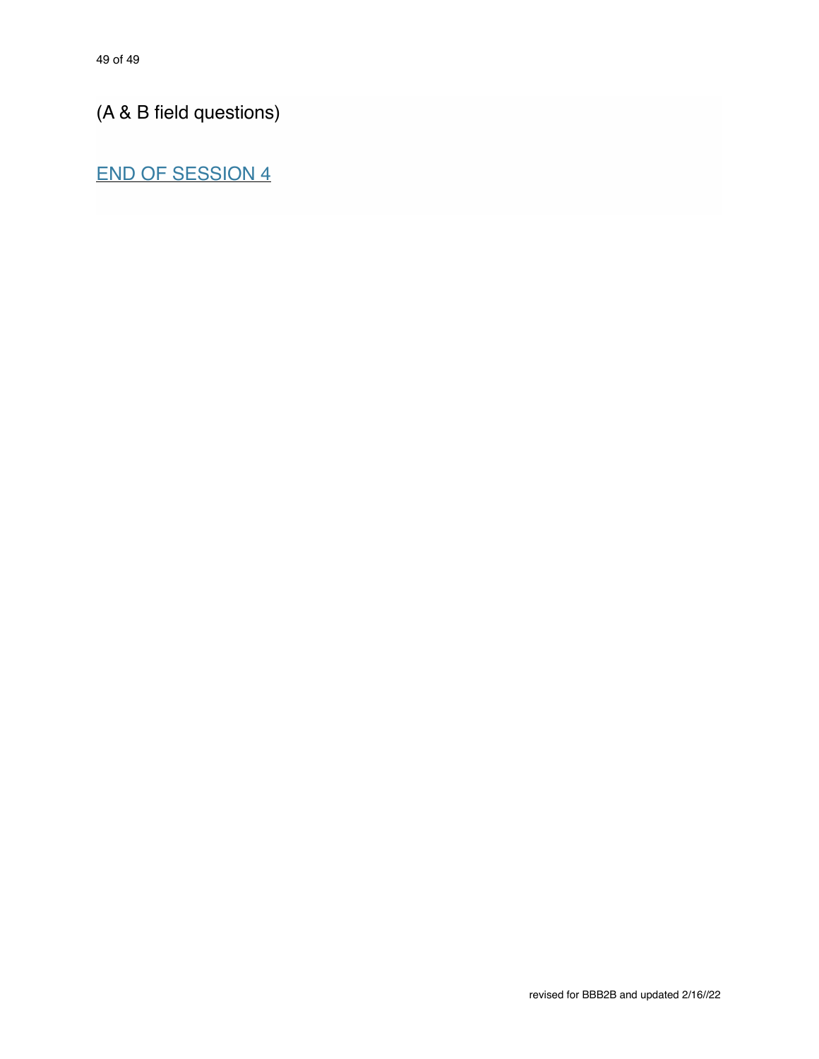(A & B field questions)

END OF SESSION 4